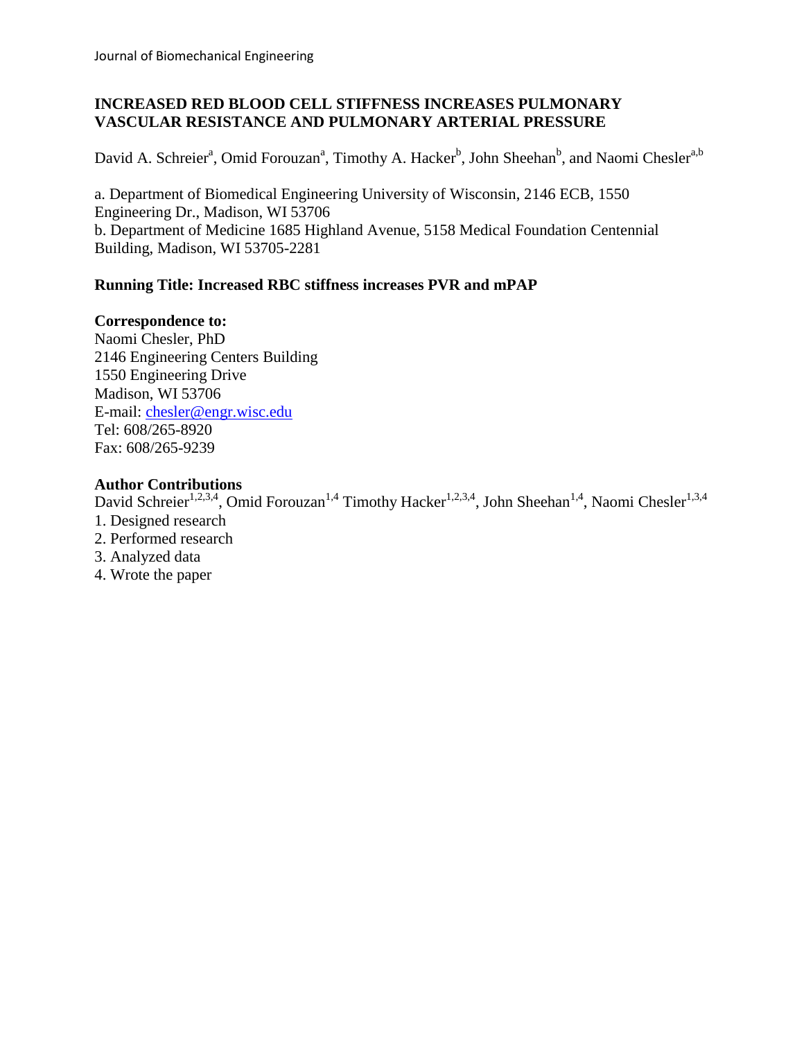# INCREASED RED BLOOD CELL STIFFNESS INCREASES PULMONARY VASCULAR RESISTANCE AND PULMONARY ARTERIAL PRESSURE

David A. Schreier[a], Omid Forouzan[a], Timothy A. Hacker[b], John Sheehan[b], and Naomi Chesler[a,b]

a. Department of Biomedical Engineering University of Wisconsin, 2146 ECB, 1550 Engineering Dr., Madison, WI 53706
b. Department of Medicine 1685 Highland Avenue, 5158 Medical Foundation Centennial Building, Madison, WI 53705-2281

**Running Title: Increased RBC stiffness increases PVR and mPAP**

**Correspondence to:**
Naomi Chesler, PhD
2146 Engineering Centers Building
1550 Engineering Drive
Madison, WI 53706
E-mail: chesler@engr.wisc.edu
Tel: 608/265-8920
Fax: 608/265-9239

**Author Contributions**
David Schreier[1,2,3,4], Omid Forouzan[1,4] Timothy Hacker[1,2,3,4], John Sheehan[1,4], Naomi Chesler[1,3,4]

1. Designed research
2. Performed research
3. Analyzed data
4. Wrote the paper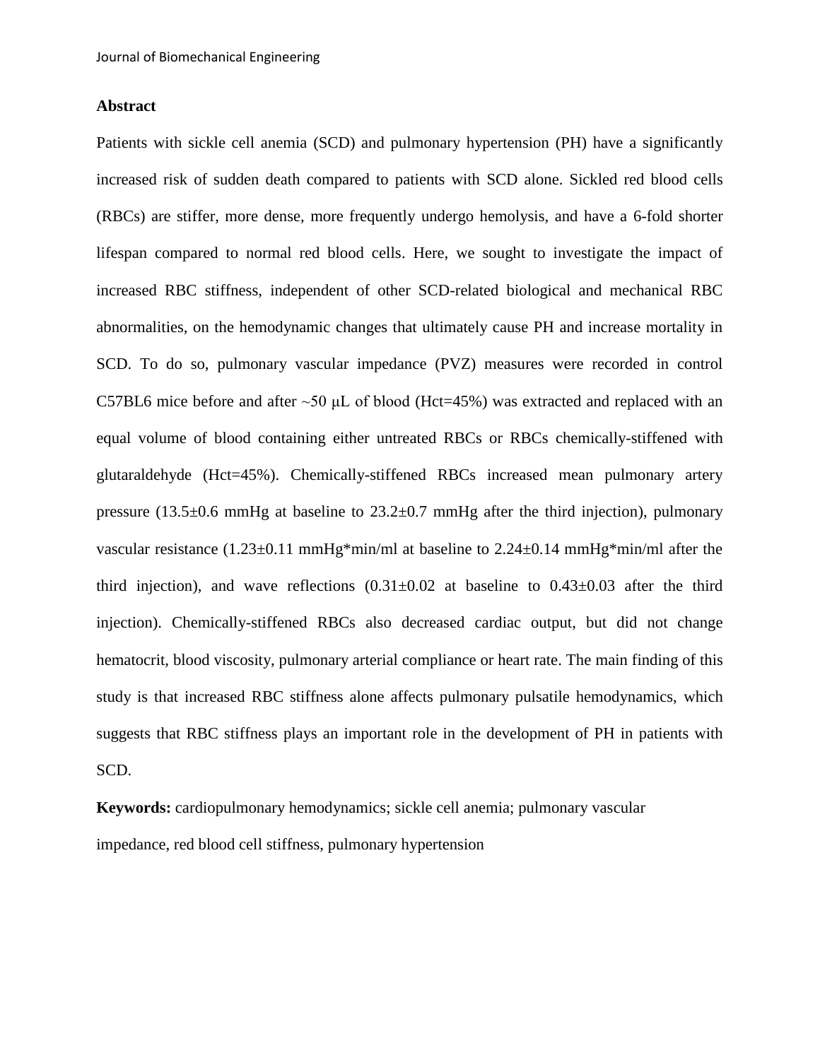## Abstract

Patients with sickle cell anemia (SCD) and pulmonary hypertension (PH) have a significantly increased risk of sudden death compared to patients with SCD alone. Sickled red blood cells (RBCs) are stiffer, more dense, more frequently undergo hemolysis, and have a 6-fold shorter lifespan compared to normal red blood cells. Here, we sought to investigate the impact of increased RBC stiffness, independent of other SCD-related biological and mechanical RBC abnormalities, on the hemodynamic changes that ultimately cause PH and increase mortality in SCD. To do so, pulmonary vascular impedance (PVZ) measures were recorded in control C57BL6 mice before and after ~50 μL of blood (Hct=45%) was extracted and replaced with an equal volume of blood containing either untreated RBCs or RBCs chemically-stiffened with glutaraldehyde (Hct=45%). Chemically-stiffened RBCs increased mean pulmonary artery pressure (13.5±0.6 mmHg at baseline to 23.2±0.7 mmHg after the third injection), pulmonary vascular resistance (1.23±0.11 mmHg*min/ml at baseline to 2.24±0.14 mmHg*min/ml after the third injection), and wave reflections (0.31±0.02 at baseline to 0.43±0.03 after the third injection). Chemically-stiffened RBCs also decreased cardiac output, but did not change hematocrit, blood viscosity, pulmonary arterial compliance or heart rate. The main finding of this study is that increased RBC stiffness alone affects pulmonary pulsatile hemodynamics, which suggests that RBC stiffness plays an important role in the development of PH in patients with SCD.

**Keywords:** cardiopulmonary hemodynamics; sickle cell anemia; pulmonary vascular impedance, red blood cell stiffness, pulmonary hypertension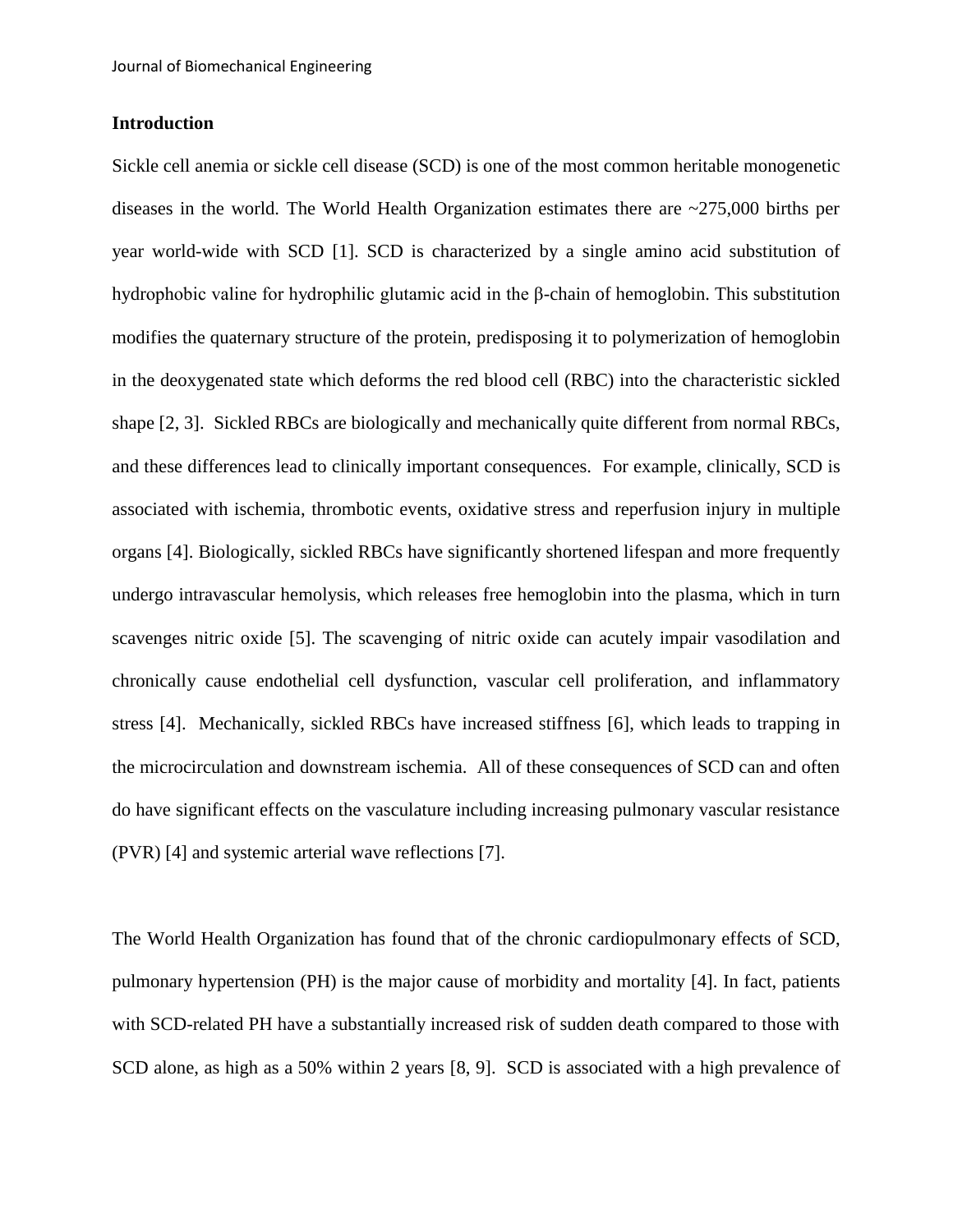## Introduction

Sickle cell anemia or sickle cell disease (SCD) is one of the most common heritable monogenetic diseases in the world. The World Health Organization estimates there are ~275,000 births per year world-wide with SCD [1]. SCD is characterized by a single amino acid substitution of hydrophobic valine for hydrophilic glutamic acid in the β-chain of hemoglobin. This substitution modifies the quaternary structure of the protein, predisposing it to polymerization of hemoglobin in the deoxygenated state which deforms the red blood cell (RBC) into the characteristic sickled shape [2, 3]. Sickled RBCs are biologically and mechanically quite different from normal RBCs, and these differences lead to clinically important consequences. For example, clinically, SCD is associated with ischemia, thrombotic events, oxidative stress and reperfusion injury in multiple organs [4]. Biologically, sickled RBCs have significantly shortened lifespan and more frequently undergo intravascular hemolysis, which releases free hemoglobin into the plasma, which in turn scavenges nitric oxide [5]. The scavenging of nitric oxide can acutely impair vasodilation and chronically cause endothelial cell dysfunction, vascular cell proliferation, and inflammatory stress [4]. Mechanically, sickled RBCs have increased stiffness [6], which leads to trapping in the microcirculation and downstream ischemia. All of these consequences of SCD can and often do have significant effects on the vasculature including increasing pulmonary vascular resistance (PVR) [4] and systemic arterial wave reflections [7].

The World Health Organization has found that of the chronic cardiopulmonary effects of SCD, pulmonary hypertension (PH) is the major cause of morbidity and mortality [4]. In fact, patients with SCD-related PH have a substantially increased risk of sudden death compared to those with SCD alone, as high as a 50% within 2 years [8, 9]. SCD is associated with a high prevalence of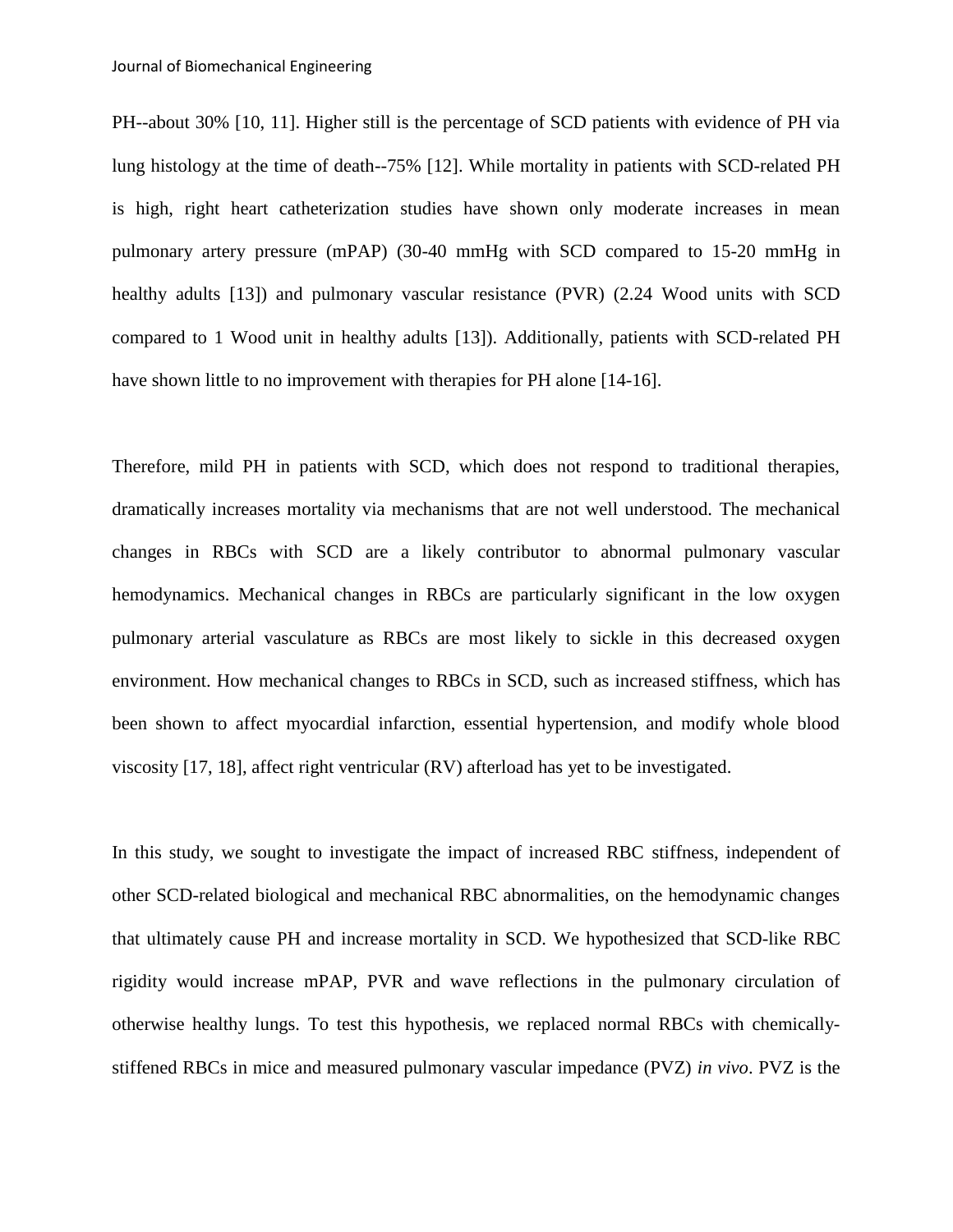PH--about 30% [10, 11]. Higher still is the percentage of SCD patients with evidence of PH via lung histology at the time of death--75% [12]. While mortality in patients with SCD-related PH is high, right heart catheterization studies have shown only moderate increases in mean pulmonary artery pressure (mPAP) (30-40 mmHg with SCD compared to 15-20 mmHg in healthy adults [13]) and pulmonary vascular resistance (PVR) (2.24 Wood units with SCD compared to 1 Wood unit in healthy adults [13]). Additionally, patients with SCD-related PH have shown little to no improvement with therapies for PH alone [14-16].

Therefore, mild PH in patients with SCD, which does not respond to traditional therapies, dramatically increases mortality via mechanisms that are not well understood. The mechanical changes in RBCs with SCD are a likely contributor to abnormal pulmonary vascular hemodynamics. Mechanical changes in RBCs are particularly significant in the low oxygen pulmonary arterial vasculature as RBCs are most likely to sickle in this decreased oxygen environment. How mechanical changes to RBCs in SCD, such as increased stiffness, which has been shown to affect myocardial infarction, essential hypertension, and modify whole blood viscosity [17, 18], affect right ventricular (RV) afterload has yet to be investigated.

In this study, we sought to investigate the impact of increased RBC stiffness, independent of other SCD-related biological and mechanical RBC abnormalities, on the hemodynamic changes that ultimately cause PH and increase mortality in SCD. We hypothesized that SCD-like RBC rigidity would increase mPAP, PVR and wave reflections in the pulmonary circulation of otherwise healthy lungs. To test this hypothesis, we replaced normal RBCs with chemically-stiffened RBCs in mice and measured pulmonary vascular impedance (PVZ) *in vivo*. PVZ is the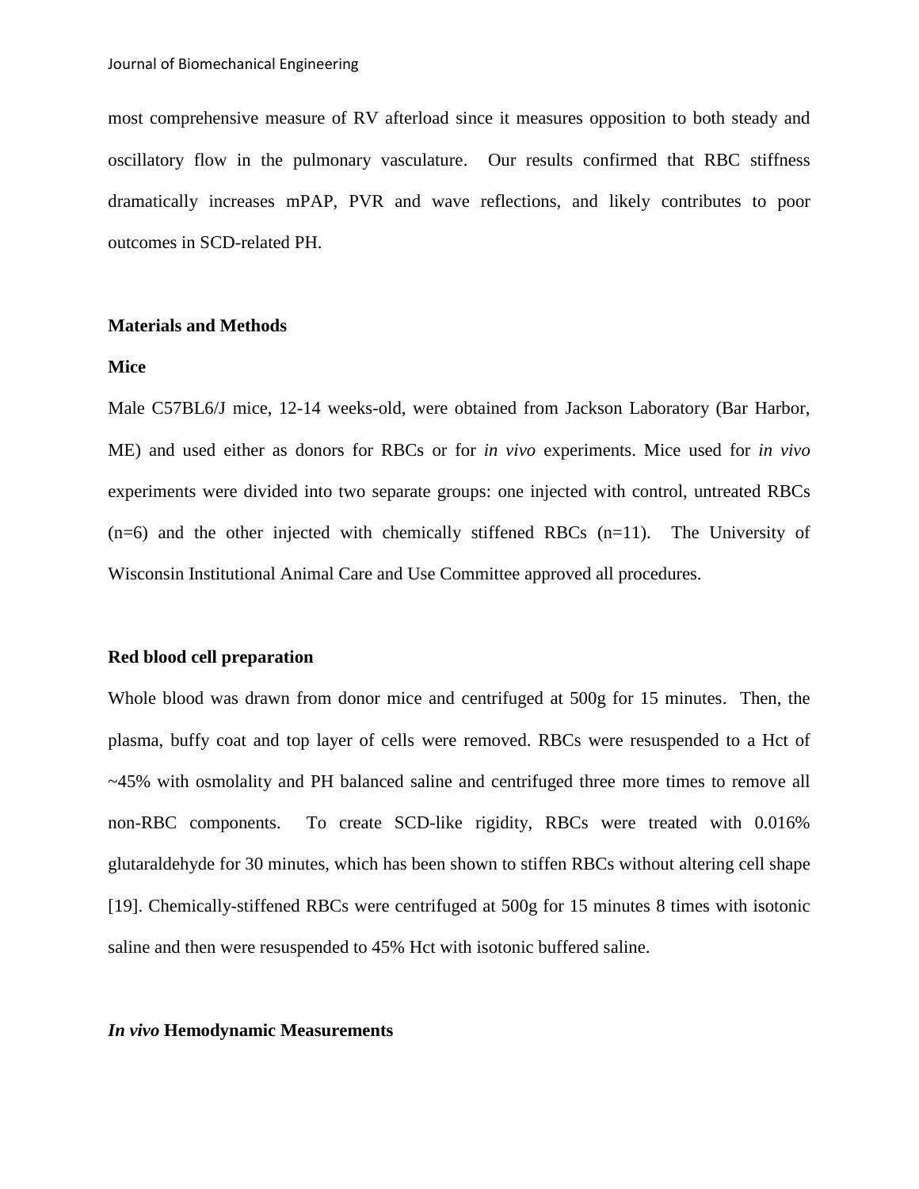most comprehensive measure of RV afterload since it measures opposition to both steady and oscillatory flow in the pulmonary vasculature. Our results confirmed that RBC stiffness dramatically increases mPAP, PVR and wave reflections, and likely contributes to poor outcomes in SCD-related PH.

## Materials and Methods

### Mice

Male C57BL6/J mice, 12-14 weeks-old, were obtained from Jackson Laboratory (Bar Harbor, ME) and used either as donors for RBCs or for *in vivo* experiments. Mice used for *in vivo* experiments were divided into two separate groups: one injected with control, untreated RBCs (n=6) and the other injected with chemically stiffened RBCs (n=11). The University of Wisconsin Institutional Animal Care and Use Committee approved all procedures.

### Red blood cell preparation

Whole blood was drawn from donor mice and centrifuged at 500g for 15 minutes. Then, the plasma, buffy coat and top layer of cells were removed. RBCs were resuspended to a Hct of ~45% with osmolality and PH balanced saline and centrifuged three more times to remove all non-RBC components. To create SCD-like rigidity, RBCs were treated with 0.016% glutaraldehyde for 30 minutes, which has been shown to stiffen RBCs without altering cell shape [19]. Chemically-stiffened RBCs were centrifuged at 500g for 15 minutes 8 times with isotonic saline and then were resuspended to 45% Hct with isotonic buffered saline.

### *In vivo* Hemodynamic Measurements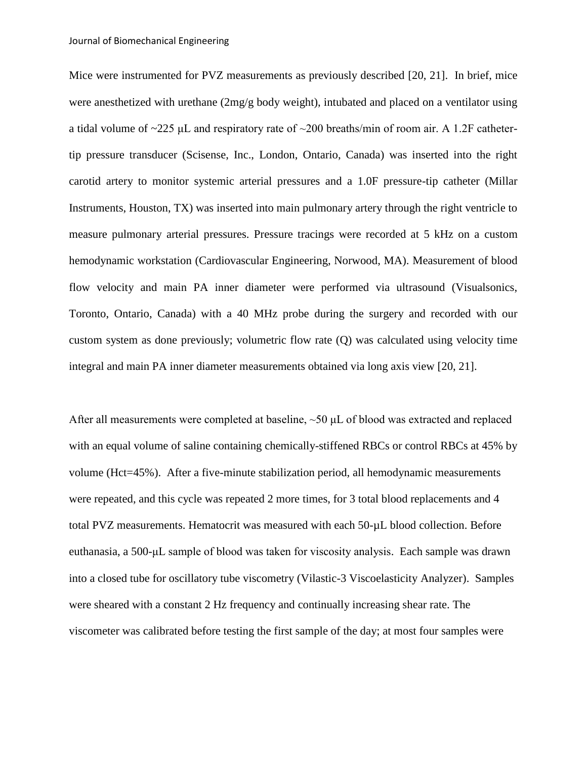Mice were instrumented for PVZ measurements as previously described [20, 21]. In brief, mice were anesthetized with urethane (2mg/g body weight), intubated and placed on a ventilator using a tidal volume of ~225 μL and respiratory rate of ~200 breaths/min of room air. A 1.2F catheter-tip pressure transducer (Scisense, Inc., London, Ontario, Canada) was inserted into the right carotid artery to monitor systemic arterial pressures and a 1.0F pressure-tip catheter (Millar Instruments, Houston, TX) was inserted into main pulmonary artery through the right ventricle to measure pulmonary arterial pressures. Pressure tracings were recorded at 5 kHz on a custom hemodynamic workstation (Cardiovascular Engineering, Norwood, MA). Measurement of blood flow velocity and main PA inner diameter were performed via ultrasound (Visualsonics, Toronto, Ontario, Canada) with a 40 MHz probe during the surgery and recorded with our custom system as done previously; volumetric flow rate (Q) was calculated using velocity time integral and main PA inner diameter measurements obtained via long axis view [20, 21].

After all measurements were completed at baseline, ~50 μL of blood was extracted and replaced with an equal volume of saline containing chemically-stiffened RBCs or control RBCs at 45% by volume (Hct=45%). After a five-minute stabilization period, all hemodynamic measurements were repeated, and this cycle was repeated 2 more times, for 3 total blood replacements and 4 total PVZ measurements. Hematocrit was measured with each 50-μL blood collection. Before euthanasia, a 500-μL sample of blood was taken for viscosity analysis. Each sample was drawn into a closed tube for oscillatory tube viscometry (Vilastic-3 Viscoelasticity Analyzer). Samples were sheared with a constant 2 Hz frequency and continually increasing shear rate. The viscometer was calibrated before testing the first sample of the day; at most four samples were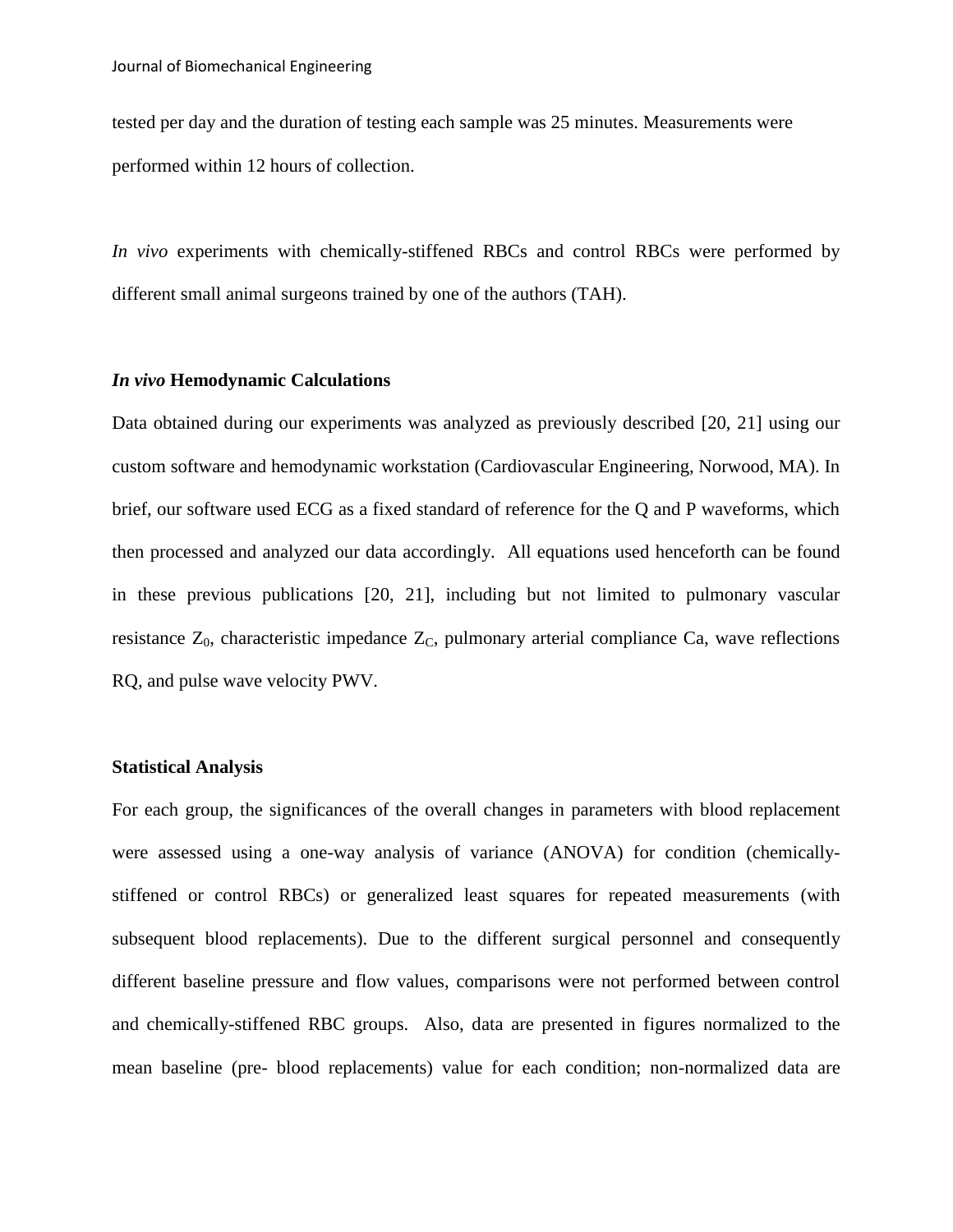tested per day and the duration of testing each sample was 25 minutes. Measurements were performed within 12 hours of collection.

*In vivo* experiments with chemically-stiffened RBCs and control RBCs were performed by different small animal surgeons trained by one of the authors (TAH).

### *In vivo* Hemodynamic Calculations

Data obtained during our experiments was analyzed as previously described [20, 21] using our custom software and hemodynamic workstation (Cardiovascular Engineering, Norwood, MA). In brief, our software used ECG as a fixed standard of reference for the Q and P waveforms, which then processed and analyzed our data accordingly. All equations used henceforth can be found in these previous publications [20, 21], including but not limited to pulmonary vascular resistance $Z_0$, characteristic impedance $Z_C$, pulmonary arterial compliance Ca, wave reflections RQ, and pulse wave velocity PWV.

### Statistical Analysis

For each group, the significances of the overall changes in parameters with blood replacement were assessed using a one-way analysis of variance (ANOVA) for condition (chemically-stiffened or control RBCs) or generalized least squares for repeated measurements (with subsequent blood replacements). Due to the different surgical personnel and consequently different baseline pressure and flow values, comparisons were not performed between control and chemically-stiffened RBC groups. Also, data are presented in figures normalized to the mean baseline (pre- blood replacements) value for each condition; non-normalized data are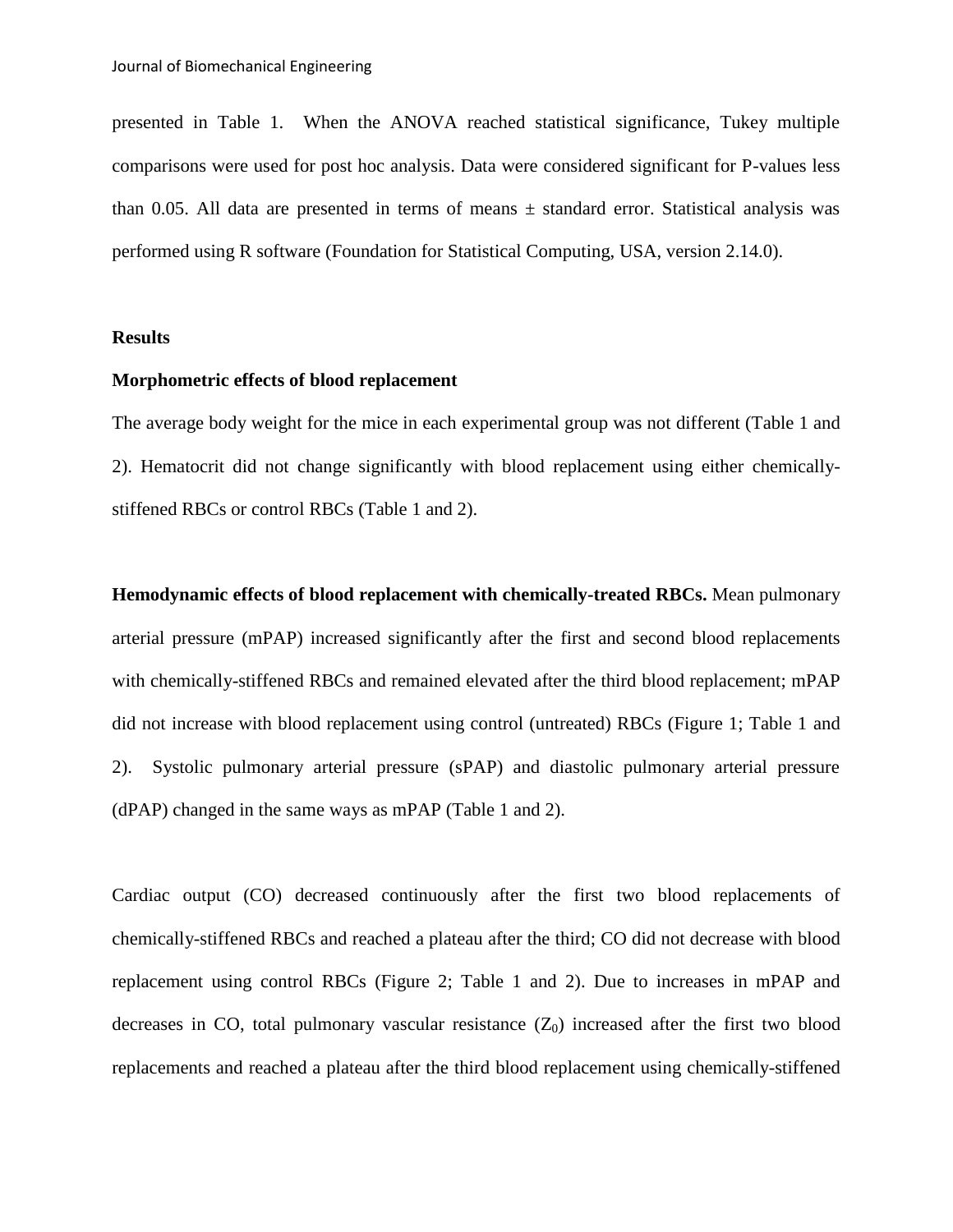presented in Table 1. When the ANOVA reached statistical significance, Tukey multiple comparisons were used for post hoc analysis. Data were considered significant for P-values less than 0.05. All data are presented in terms of means ± standard error. Statistical analysis was performed using R software (Foundation for Statistical Computing, USA, version 2.14.0).

## Results

### Morphometric effects of blood replacement

The average body weight for the mice in each experimental group was not different (Table 1 and 2). Hematocrit did not change significantly with blood replacement using either chemically-stiffened RBCs or control RBCs (Table 1 and 2).

**Hemodynamic effects of blood replacement with chemically-treated RBCs.** Mean pulmonary arterial pressure (mPAP) increased significantly after the first and second blood replacements with chemically-stiffened RBCs and remained elevated after the third blood replacement; mPAP did not increase with blood replacement using control (untreated) RBCs (Figure 1; Table 1 and 2). Systolic pulmonary arterial pressure (sPAP) and diastolic pulmonary arterial pressure (dPAP) changed in the same ways as mPAP (Table 1 and 2).

Cardiac output (CO) decreased continuously after the first two blood replacements of chemically-stiffened RBCs and reached a plateau after the third; CO did not decrease with blood replacement using control RBCs (Figure 2; Table 1 and 2). Due to increases in mPAP and decreases in CO, total pulmonary vascular resistance ($Z_0$) increased after the first two blood replacements and reached a plateau after the third blood replacement using chemically-stiffened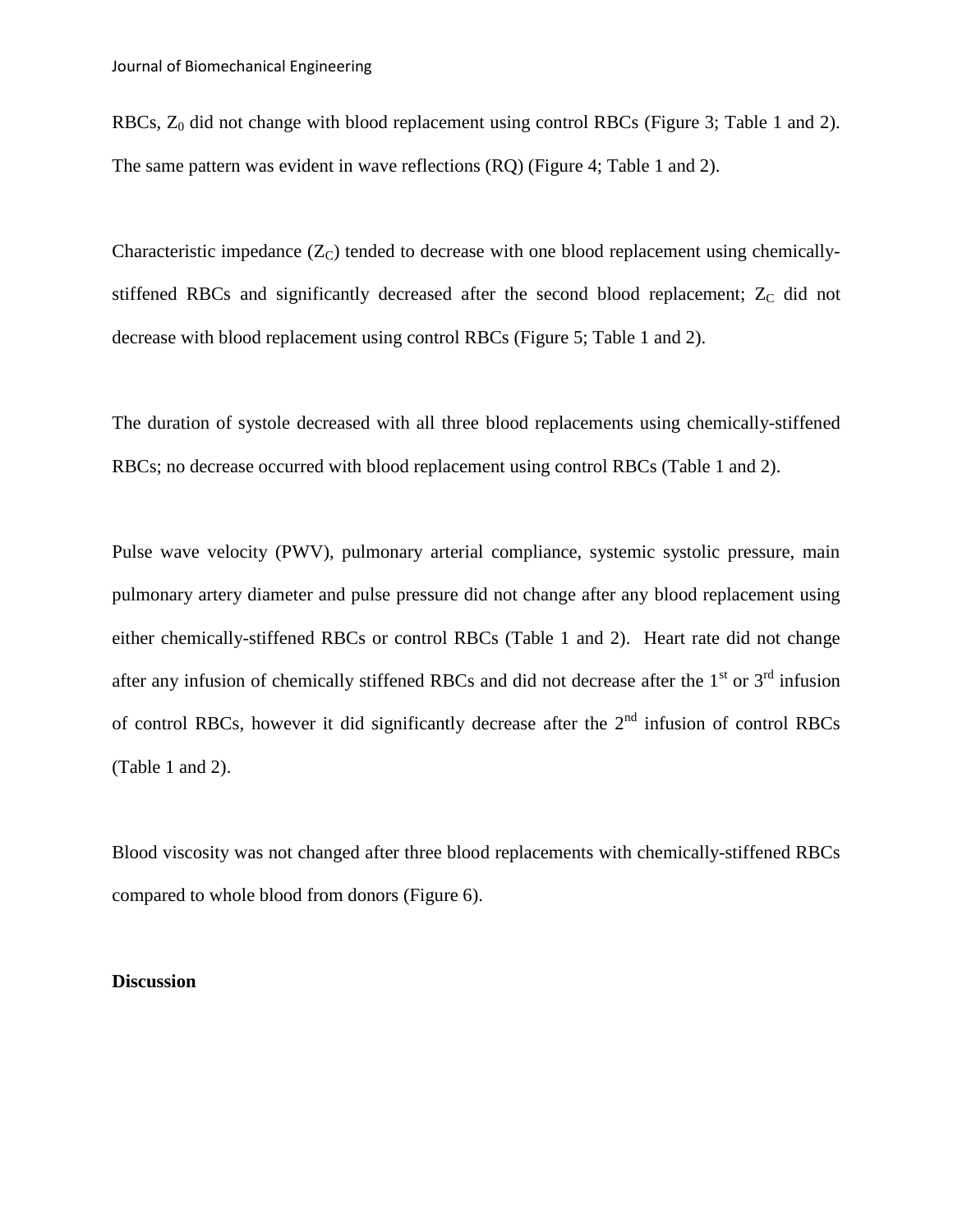RBCs, $Z_0$ did not change with blood replacement using control RBCs (Figure 3; Table 1 and 2). The same pattern was evident in wave reflections (RQ) (Figure 4; Table 1 and 2).

Characteristic impedance ($Z_C$) tended to decrease with one blood replacement using chemically-stiffened RBCs and significantly decreased after the second blood replacement; $Z_C$ did not decrease with blood replacement using control RBCs (Figure 5; Table 1 and 2).

The duration of systole decreased with all three blood replacements using chemically-stiffened RBCs; no decrease occurred with blood replacement using control RBCs (Table 1 and 2).

Pulse wave velocity (PWV), pulmonary arterial compliance, systemic systolic pressure, main pulmonary artery diameter and pulse pressure did not change after any blood replacement using either chemically-stiffened RBCs or control RBCs (Table 1 and 2). Heart rate did not change after any infusion of chemically stiffened RBCs and did not decrease after the 1st or 3rd infusion of control RBCs, however it did significantly decrease after the 2nd infusion of control RBCs (Table 1 and 2).

Blood viscosity was not changed after three blood replacements with chemically-stiffened RBCs compared to whole blood from donors (Figure 6).

## Discussion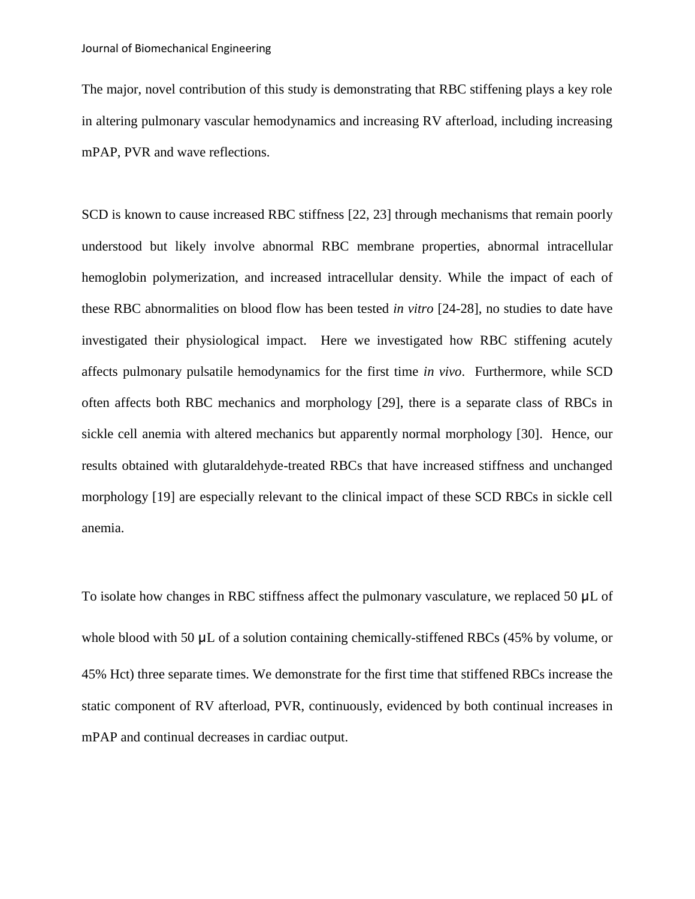The major, novel contribution of this study is demonstrating that RBC stiffening plays a key role in altering pulmonary vascular hemodynamics and increasing RV afterload, including increasing mPAP, PVR and wave reflections.

SCD is known to cause increased RBC stiffness [22, 23] through mechanisms that remain poorly understood but likely involve abnormal RBC membrane properties, abnormal intracellular hemoglobin polymerization, and increased intracellular density. While the impact of each of these RBC abnormalities on blood flow has been tested *in vitro* [24-28], no studies to date have investigated their physiological impact. Here we investigated how RBC stiffening acutely affects pulmonary pulsatile hemodynamics for the first time *in vivo*. Furthermore, while SCD often affects both RBC mechanics and morphology [29], there is a separate class of RBCs in sickle cell anemia with altered mechanics but apparently normal morphology [30]. Hence, our results obtained with glutaraldehyde-treated RBCs that have increased stiffness and unchanged morphology [19] are especially relevant to the clinical impact of these SCD RBCs in sickle cell anemia.

To isolate how changes in RBC stiffness affect the pulmonary vasculature, we replaced 50 μL of whole blood with 50 μL of a solution containing chemically-stiffened RBCs (45% by volume, or 45% Hct) three separate times. We demonstrate for the first time that stiffened RBCs increase the static component of RV afterload, PVR, continuously, evidenced by both continual increases in mPAP and continual decreases in cardiac output.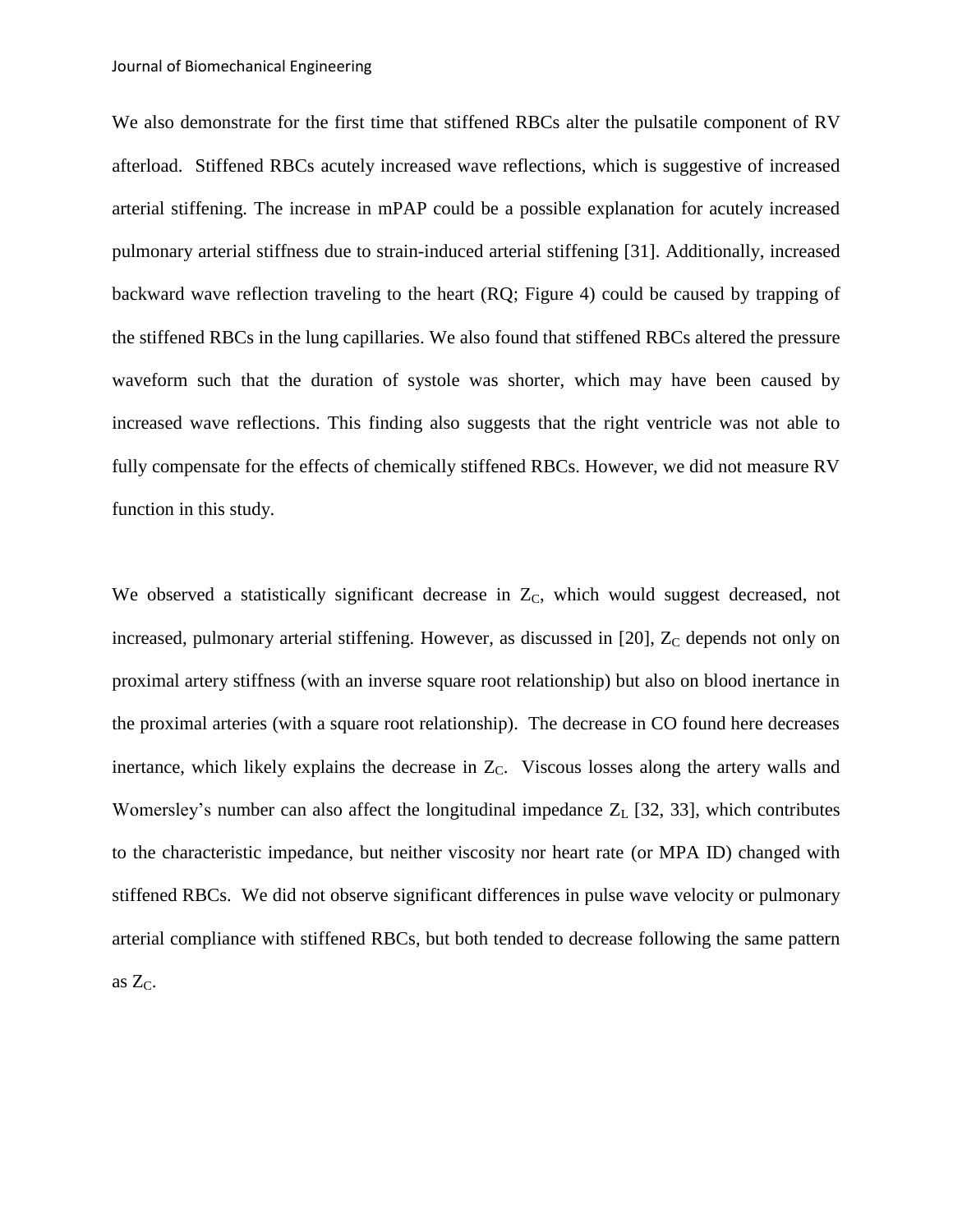We also demonstrate for the first time that stiffened RBCs alter the pulsatile component of RV afterload. Stiffened RBCs acutely increased wave reflections, which is suggestive of increased arterial stiffening. The increase in mPAP could be a possible explanation for acutely increased pulmonary arterial stiffness due to strain-induced arterial stiffening [31]. Additionally, increased backward wave reflection traveling to the heart (RQ; Figure 4) could be caused by trapping of the stiffened RBCs in the lung capillaries. We also found that stiffened RBCs altered the pressure waveform such that the duration of systole was shorter, which may have been caused by increased wave reflections. This finding also suggests that the right ventricle was not able to fully compensate for the effects of chemically stiffened RBCs. However, we did not measure RV function in this study.

We observed a statistically significant decrease in $Z_C$, which would suggest decreased, not increased, pulmonary arterial stiffening. However, as discussed in [20], $Z_C$ depends not only on proximal artery stiffness (with an inverse square root relationship) but also on blood inertance in the proximal arteries (with a square root relationship). The decrease in CO found here decreases inertance, which likely explains the decrease in $Z_C$. Viscous losses along the artery walls and Womersley's number can also affect the longitudinal impedance $Z_L$ [32, 33], which contributes to the characteristic impedance, but neither viscosity nor heart rate (or MPA ID) changed with stiffened RBCs. We did not observe significant differences in pulse wave velocity or pulmonary arterial compliance with stiffened RBCs, but both tended to decrease following the same pattern as $Z_C$.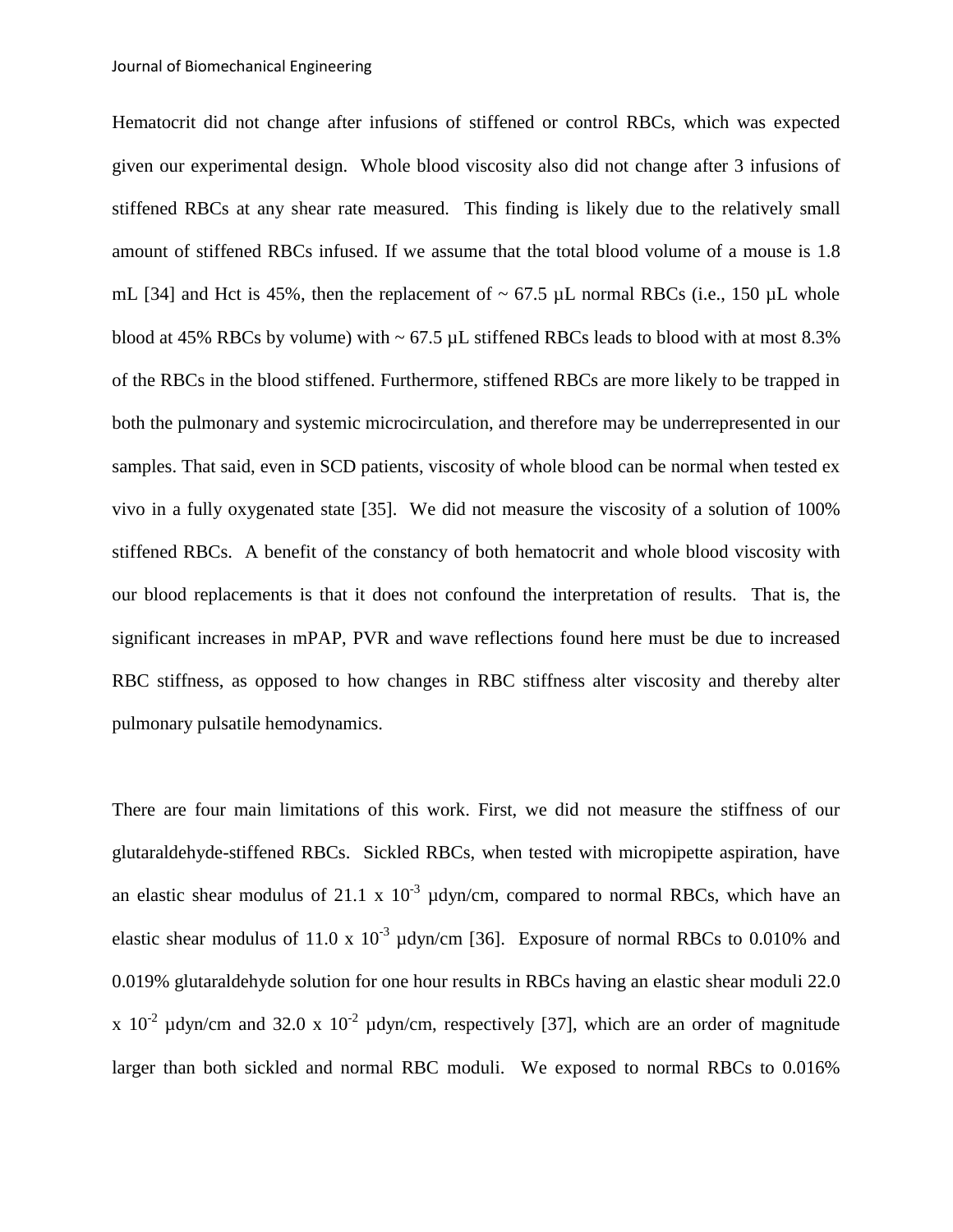Hematocrit did not change after infusions of stiffened or control RBCs, which was expected given our experimental design. Whole blood viscosity also did not change after 3 infusions of stiffened RBCs at any shear rate measured. This finding is likely due to the relatively small amount of stiffened RBCs infused. If we assume that the total blood volume of a mouse is 1.8 mL [34] and Hct is 45%, then the replacement of ~ 67.5 µL normal RBCs (i.e., 150 µL whole blood at 45% RBCs by volume) with ~ 67.5 µL stiffened RBCs leads to blood with at most 8.3% of the RBCs in the blood stiffened. Furthermore, stiffened RBCs are more likely to be trapped in both the pulmonary and systemic microcirculation, and therefore may be underrepresented in our samples. That said, even in SCD patients, viscosity of whole blood can be normal when tested ex vivo in a fully oxygenated state [35]. We did not measure the viscosity of a solution of 100% stiffened RBCs. A benefit of the constancy of both hematocrit and whole blood viscosity with our blood replacements is that it does not confound the interpretation of results. That is, the significant increases in mPAP, PVR and wave reflections found here must be due to increased RBC stiffness, as opposed to how changes in RBC stiffness alter viscosity and thereby alter pulmonary pulsatile hemodynamics.

There are four main limitations of this work. First, we did not measure the stiffness of our glutaraldehyde-stiffened RBCs. Sickled RBCs, when tested with micropipette aspiration, have an elastic shear modulus of $21.1 \times 10^{-3}$ µdyn/cm, compared to normal RBCs, which have an elastic shear modulus of $11.0 \times 10^{-3}$ µdyn/cm [36]. Exposure of normal RBCs to 0.010% and 0.019% glutaraldehyde solution for one hour results in RBCs having an elastic shear moduli $22.0 \times 10^{-2}$ µdyn/cm and $32.0 \times 10^{-2}$ µdyn/cm, respectively [37], which are an order of magnitude larger than both sickled and normal RBC moduli. We exposed to normal RBCs to 0.016%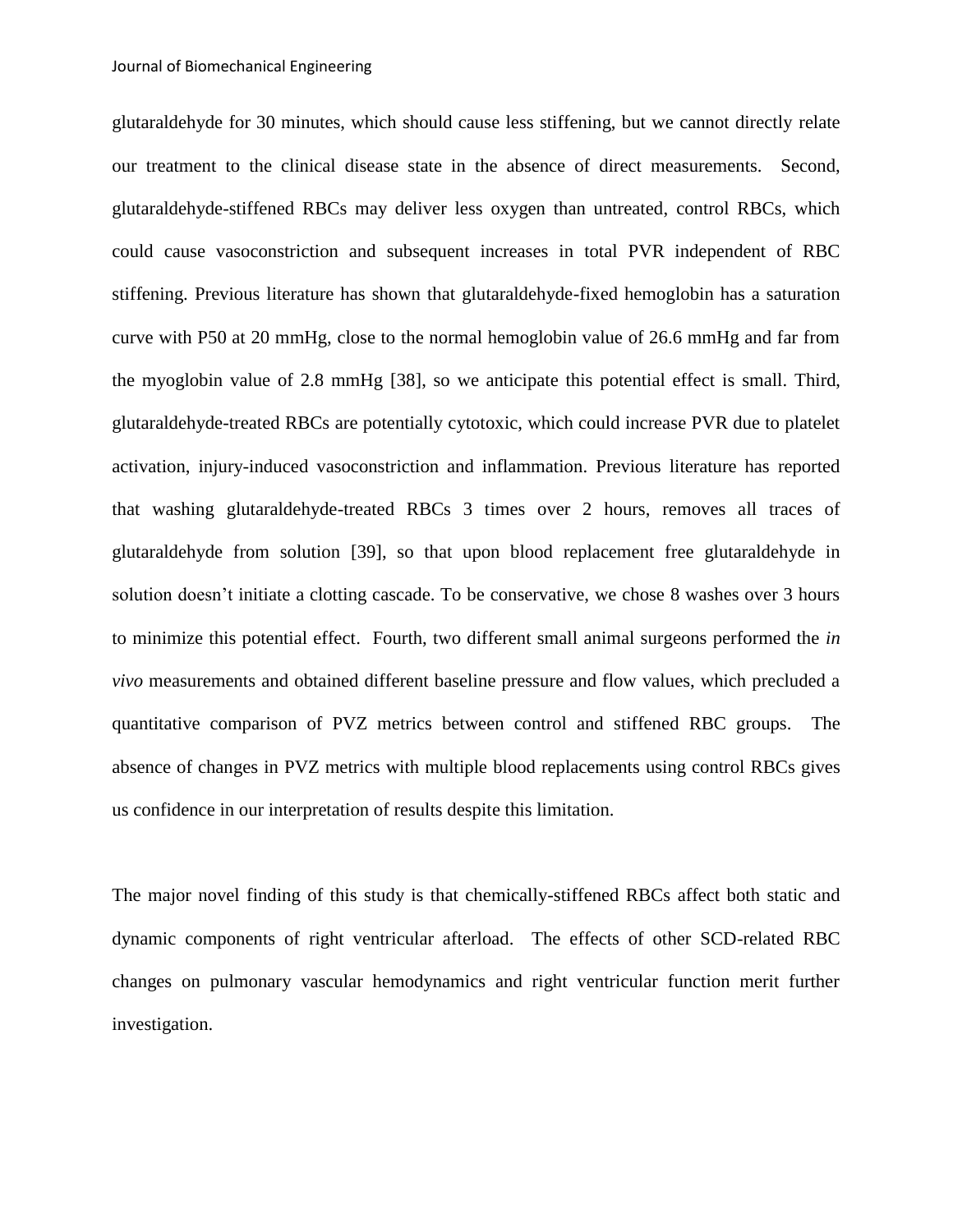glutaraldehyde for 30 minutes, which should cause less stiffening, but we cannot directly relate our treatment to the clinical disease state in the absence of direct measurements. Second, glutaraldehyde-stiffened RBCs may deliver less oxygen than untreated, control RBCs, which could cause vasoconstriction and subsequent increases in total PVR independent of RBC stiffening. Previous literature has shown that glutaraldehyde-fixed hemoglobin has a saturation curve with P50 at 20 mmHg, close to the normal hemoglobin value of 26.6 mmHg and far from the myoglobin value of 2.8 mmHg [38], so we anticipate this potential effect is small. Third, glutaraldehyde-treated RBCs are potentially cytotoxic, which could increase PVR due to platelet activation, injury-induced vasoconstriction and inflammation. Previous literature has reported that washing glutaraldehyde-treated RBCs 3 times over 2 hours, removes all traces of glutaraldehyde from solution [39], so that upon blood replacement free glutaraldehyde in solution doesn't initiate a clotting cascade. To be conservative, we chose 8 washes over 3 hours to minimize this potential effect. Fourth, two different small animal surgeons performed the *in vivo* measurements and obtained different baseline pressure and flow values, which precluded a quantitative comparison of PVZ metrics between control and stiffened RBC groups. The absence of changes in PVZ metrics with multiple blood replacements using control RBCs gives us confidence in our interpretation of results despite this limitation.

The major novel finding of this study is that chemically-stiffened RBCs affect both static and dynamic components of right ventricular afterload. The effects of other SCD-related RBC changes on pulmonary vascular hemodynamics and right ventricular function merit further investigation.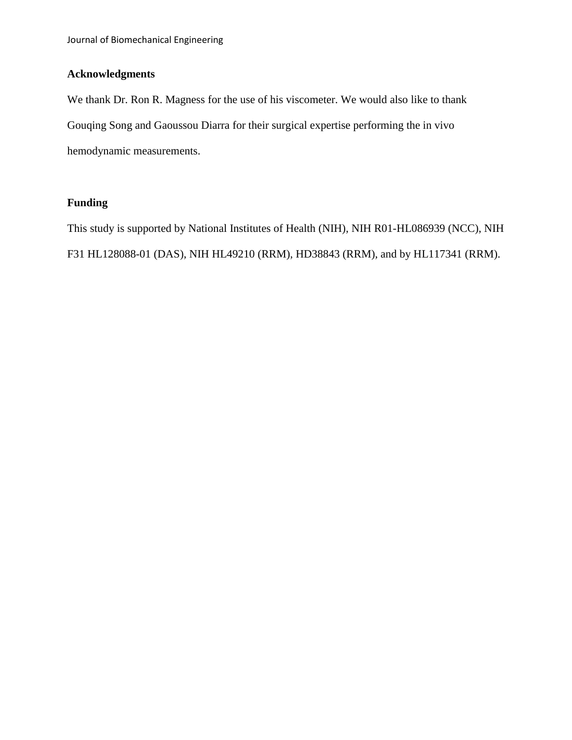## Acknowledgments

We thank Dr. Ron R. Magness for the use of his viscometer. We would also like to thank Gouqing Song and Gaoussou Diarra for their surgical expertise performing the in vivo hemodynamic measurements.

## Funding

This study is supported by National Institutes of Health (NIH), NIH R01-HL086939 (NCC), NIH F31 HL128088-01 (DAS), NIH HL49210 (RRM), HD38843 (RRM), and by HL117341 (RRM).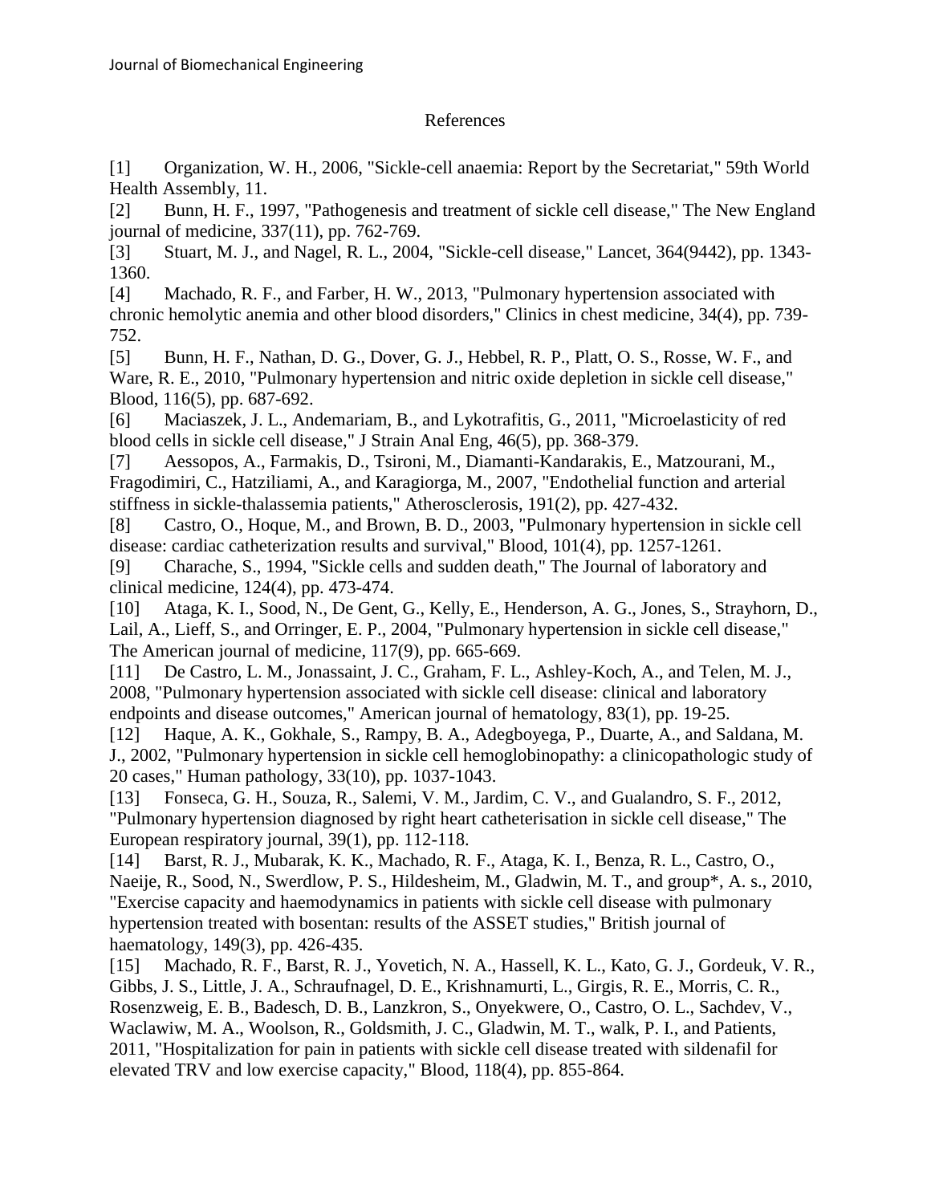# References

[1] Organization, W. H., 2006, "Sickle-cell anaemia: Report by the Secretariat," 59th World Health Assembly, 11.

[2] Bunn, H. F., 1997, "Pathogenesis and treatment of sickle cell disease," The New England journal of medicine, 337(11), pp. 762-769.

[3] Stuart, M. J., and Nagel, R. L., 2004, "Sickle-cell disease," Lancet, 364(9442), pp. 1343-1360.

[4] Machado, R. F., and Farber, H. W., 2013, "Pulmonary hypertension associated with chronic hemolytic anemia and other blood disorders," Clinics in chest medicine, 34(4), pp. 739-752.

[5] Bunn, H. F., Nathan, D. G., Dover, G. J., Hebbel, R. P., Platt, O. S., Rosse, W. F., and Ware, R. E., 2010, "Pulmonary hypertension and nitric oxide depletion in sickle cell disease," Blood, 116(5), pp. 687-692.

[6] Maciaszek, J. L., Andemariam, B., and Lykotrafitis, G., 2011, "Microelasticity of red blood cells in sickle cell disease," J Strain Anal Eng, 46(5), pp. 368-379.

[7] Aessopos, A., Farmakis, D., Tsironi, M., Diamanti-Kandarakis, E., Matzourani, M., Fragodimiri, C., Hatziliami, A., and Karagiorga, M., 2007, "Endothelial function and arterial stiffness in sickle-thalassemia patients," Atherosclerosis, 191(2), pp. 427-432.

[8] Castro, O., Hoque, M., and Brown, B. D., 2003, "Pulmonary hypertension in sickle cell disease: cardiac catheterization results and survival," Blood, 101(4), pp. 1257-1261.

[9] Charache, S., 1994, "Sickle cells and sudden death," The Journal of laboratory and clinical medicine, 124(4), pp. 473-474.

[10] Ataga, K. I., Sood, N., De Gent, G., Kelly, E., Henderson, A. G., Jones, S., Strayhorn, D., Lail, A., Lieff, S., and Orringer, E. P., 2004, "Pulmonary hypertension in sickle cell disease," The American journal of medicine, 117(9), pp. 665-669.

[11] De Castro, L. M., Jonassaint, J. C., Graham, F. L., Ashley-Koch, A., and Telen, M. J., 2008, "Pulmonary hypertension associated with sickle cell disease: clinical and laboratory endpoints and disease outcomes," American journal of hematology, 83(1), pp. 19-25.

[12] Haque, A. K., Gokhale, S., Rampy, B. A., Adegboyega, P., Duarte, A., and Saldana, M. J., 2002, "Pulmonary hypertension in sickle cell hemoglobinopathy: a clinicopathologic study of 20 cases," Human pathology, 33(10), pp. 1037-1043.

[13] Fonseca, G. H., Souza, R., Salemi, V. M., Jardim, C. V., and Gualandro, S. F., 2012, "Pulmonary hypertension diagnosed by right heart catheterisation in sickle cell disease," The European respiratory journal, 39(1), pp. 112-118.

[14] Barst, R. J., Mubarak, K. K., Machado, R. F., Ataga, K. I., Benza, R. L., Castro, O., Naeije, R., Sood, N., Swerdlow, P. S., Hildesheim, M., Gladwin, M. T., and group*, A. s., 2010, "Exercise capacity and haemodynamics in patients with sickle cell disease with pulmonary hypertension treated with bosentan: results of the ASSET studies," British journal of haematology, 149(3), pp. 426-435.

[15] Machado, R. F., Barst, R. J., Yovetich, N. A., Hassell, K. L., Kato, G. J., Gordeuk, V. R., Gibbs, J. S., Little, J. A., Schraufnagel, D. E., Krishnamurti, L., Girgis, R. E., Morris, C. R., Rosenzweig, E. B., Badesch, D. B., Lanzkron, S., Onyekwere, O., Castro, O. L., Sachdev, V., Waclawiw, M. A., Woolson, R., Goldsmith, J. C., Gladwin, M. T., walk, P. I., and Patients, 2011, "Hospitalization for pain in patients with sickle cell disease treated with sildenafil for elevated TRV and low exercise capacity," Blood, 118(4), pp. 855-864.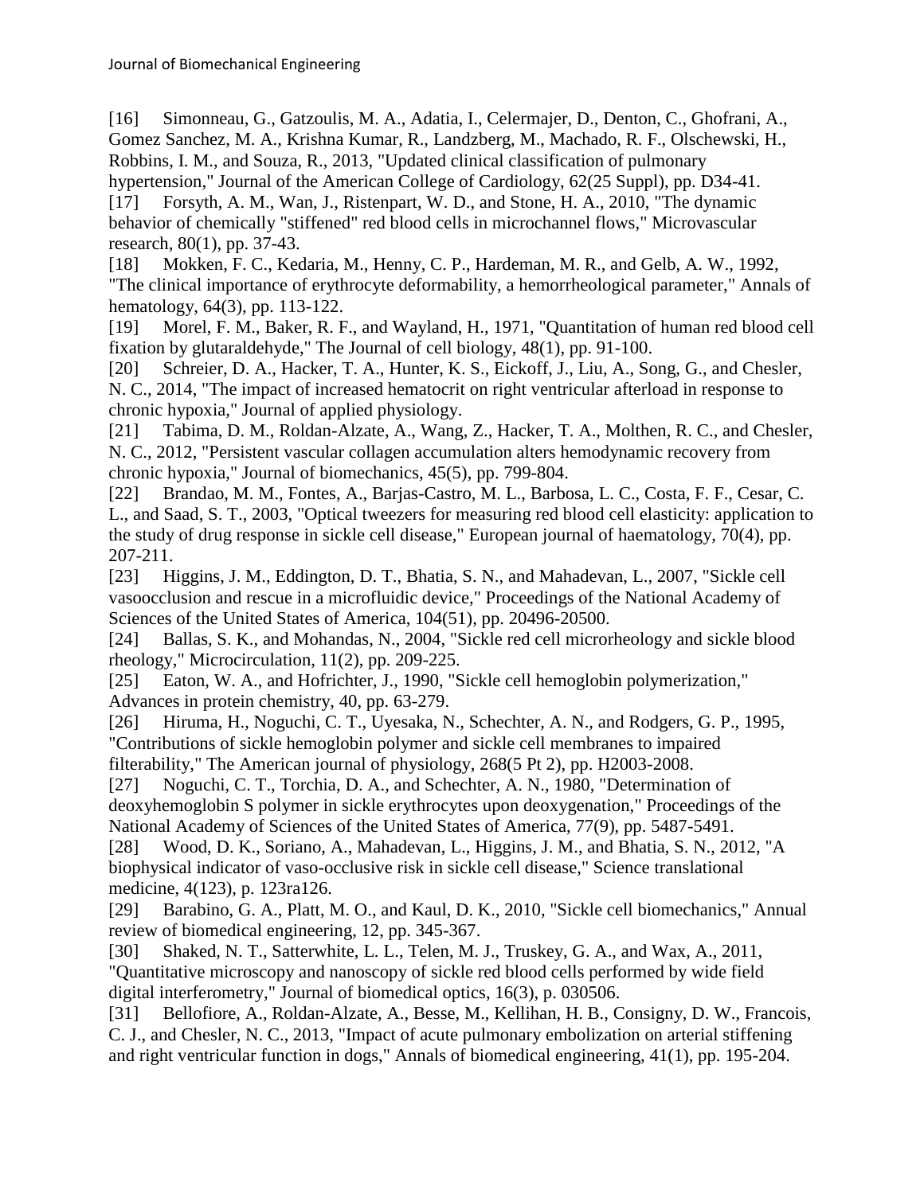[16] Simonneau, G., Gatzoulis, M. A., Adatia, I., Celermajer, D., Denton, C., Ghofrani, A., Gomez Sanchez, M. A., Krishna Kumar, R., Landzberg, M., Machado, R. F., Olschewski, H., Robbins, I. M., and Souza, R., 2013, "Updated clinical classification of pulmonary hypertension," Journal of the American College of Cardiology, 62(25 Suppl), pp. D34-41.

[17] Forsyth, A. M., Wan, J., Ristenpart, W. D., and Stone, H. A., 2010, "The dynamic behavior of chemically "stiffened" red blood cells in microchannel flows," Microvascular research, 80(1), pp. 37-43.

[18] Mokken, F. C., Kedaria, M., Henny, C. P., Hardeman, M. R., and Gelb, A. W., 1992, "The clinical importance of erythrocyte deformability, a hemorrheological parameter," Annals of hematology, 64(3), pp. 113-122.

[19] Morel, F. M., Baker, R. F., and Wayland, H., 1971, "Quantitation of human red blood cell fixation by glutaraldehyde," The Journal of cell biology, 48(1), pp. 91-100.

[20] Schreier, D. A., Hacker, T. A., Hunter, K. S., Eickoff, J., Liu, A., Song, G., and Chesler, N. C., 2014, "The impact of increased hematocrit on right ventricular afterload in response to chronic hypoxia," Journal of applied physiology.

[21] Tabima, D. M., Roldan-Alzate, A., Wang, Z., Hacker, T. A., Molthen, R. C., and Chesler, N. C., 2012, "Persistent vascular collagen accumulation alters hemodynamic recovery from chronic hypoxia," Journal of biomechanics, 45(5), pp. 799-804.

[22] Brandao, M. M., Fontes, A., Barjas-Castro, M. L., Barbosa, L. C., Costa, F. F., Cesar, C. L., and Saad, S. T., 2003, "Optical tweezers for measuring red blood cell elasticity: application to the study of drug response in sickle cell disease," European journal of haematology, 70(4), pp. 207-211.

[23] Higgins, J. M., Eddington, D. T., Bhatia, S. N., and Mahadevan, L., 2007, "Sickle cell vasoocclusion and rescue in a microfluidic device," Proceedings of the National Academy of Sciences of the United States of America, 104(51), pp. 20496-20500.

[24] Ballas, S. K., and Mohandas, N., 2004, "Sickle red cell microrheology and sickle blood rheology," Microcirculation, 11(2), pp. 209-225.

[25] Eaton, W. A., and Hofrichter, J., 1990, "Sickle cell hemoglobin polymerization," Advances in protein chemistry, 40, pp. 63-279.

[26] Hiruma, H., Noguchi, C. T., Uyesaka, N., Schechter, A. N., and Rodgers, G. P., 1995, "Contributions of sickle hemoglobin polymer and sickle cell membranes to impaired filterability," The American journal of physiology, 268(5 Pt 2), pp. H2003-2008.

[27] Noguchi, C. T., Torchia, D. A., and Schechter, A. N., 1980, "Determination of deoxyhemoglobin S polymer in sickle erythrocytes upon deoxygenation," Proceedings of the National Academy of Sciences of the United States of America, 77(9), pp. 5487-5491.

[28] Wood, D. K., Soriano, A., Mahadevan, L., Higgins, J. M., and Bhatia, S. N., 2012, "A biophysical indicator of vaso-occlusive risk in sickle cell disease," Science translational medicine, 4(123), p. 123ra126.

[29] Barabino, G. A., Platt, M. O., and Kaul, D. K., 2010, "Sickle cell biomechanics," Annual review of biomedical engineering, 12, pp. 345-367.

[30] Shaked, N. T., Satterwhite, L. L., Telen, M. J., Truskey, G. A., and Wax, A., 2011, "Quantitative microscopy and nanoscopy of sickle red blood cells performed by wide field digital interferometry," Journal of biomedical optics, 16(3), p. 030506.

[31] Bellofiore, A., Roldan-Alzate, A., Besse, M., Kellihan, H. B., Consigny, D. W., Francois, C. J., and Chesler, N. C., 2013, "Impact of acute pulmonary embolization on arterial stiffening and right ventricular function in dogs," Annals of biomedical engineering, 41(1), pp. 195-204.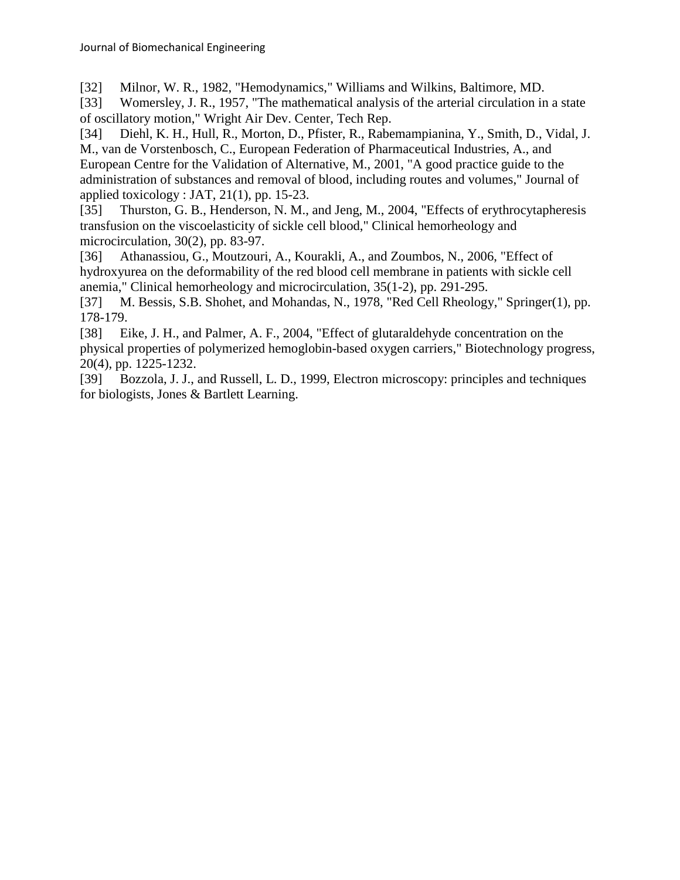[32] Milnor, W. R., 1982, "Hemodynamics," Williams and Wilkins, Baltimore, MD.

[33] Womersley, J. R., 1957, "The mathematical analysis of the arterial circulation in a state of oscillatory motion," Wright Air Dev. Center, Tech Rep.

[34] Diehl, K. H., Hull, R., Morton, D., Pfister, R., Rabemampianina, Y., Smith, D., Vidal, J. M., van de Vorstenbosch, C., European Federation of Pharmaceutical Industries, A., and European Centre for the Validation of Alternative, M., 2001, "A good practice guide to the administration of substances and removal of blood, including routes and volumes," Journal of applied toxicology : JAT, 21(1), pp. 15-23.

[35] Thurston, G. B., Henderson, N. M., and Jeng, M., 2004, "Effects of erythrocytapheresis transfusion on the viscoelasticity of sickle cell blood," Clinical hemorheology and microcirculation, 30(2), pp. 83-97.

[36] Athanassiou, G., Moutzouri, A., Kourakli, A., and Zoumbos, N., 2006, "Effect of hydroxyurea on the deformability of the red blood cell membrane in patients with sickle cell anemia," Clinical hemorheology and microcirculation, 35(1-2), pp. 291-295.

[37] M. Bessis, S.B. Shohet, and Mohandas, N., 1978, "Red Cell Rheology," Springer(1), pp. 178-179.

[38] Eike, J. H., and Palmer, A. F., 2004, "Effect of glutaraldehyde concentration on the physical properties of polymerized hemoglobin-based oxygen carriers," Biotechnology progress, 20(4), pp. 1225-1232.

[39] Bozzola, J. J., and Russell, L. D., 1999, Electron microscopy: principles and techniques for biologists, Jones & Bartlett Learning.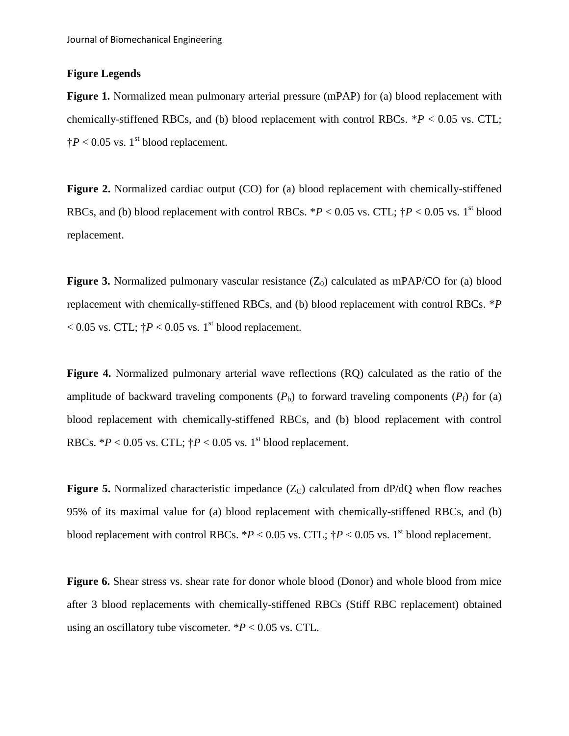**Figure Legends**

**Figure 1.** Normalized mean pulmonary arterial pressure (mPAP) for (a) blood replacement with chemically-stiffened RBCs, and (b) blood replacement with control RBCs. *$P < 0.05$ vs. CTL; †$P < 0.05$ vs. 1st blood replacement.

**Figure 2.** Normalized cardiac output (CO) for (a) blood replacement with chemically-stiffened RBCs, and (b) blood replacement with control RBCs. *$P < 0.05$ vs. CTL; †$P < 0.05$ vs. 1st blood replacement.

**Figure 3.** Normalized pulmonary vascular resistance ($Z_0$) calculated as mPAP/CO for (a) blood replacement with chemically-stiffened RBCs, and (b) blood replacement with control RBCs. *$P < 0.05$ vs. CTL; †$P < 0.05$ vs. 1st blood replacement.

**Figure 4.** Normalized pulmonary arterial wave reflections (RQ) calculated as the ratio of the amplitude of backward traveling components ($P_b$) to forward traveling components ($P_f$) for (a) blood replacement with chemically-stiffened RBCs, and (b) blood replacement with control RBCs. *$P < 0.05$ vs. CTL; †$P < 0.05$ vs. 1st blood replacement.

**Figure 5.** Normalized characteristic impedance ($Z_C$) calculated from dP/dQ when flow reaches 95% of its maximal value for (a) blood replacement with chemically-stiffened RBCs, and (b) blood replacement with control RBCs. *$P < 0.05$ vs. CTL; †$P < 0.05$ vs. 1st blood replacement.

**Figure 6.** Shear stress vs. shear rate for donor whole blood (Donor) and whole blood from mice after 3 blood replacements with chemically-stiffened RBCs (Stiff RBC replacement) obtained using an oscillatory tube viscometer. *$P < 0.05$ vs. CTL.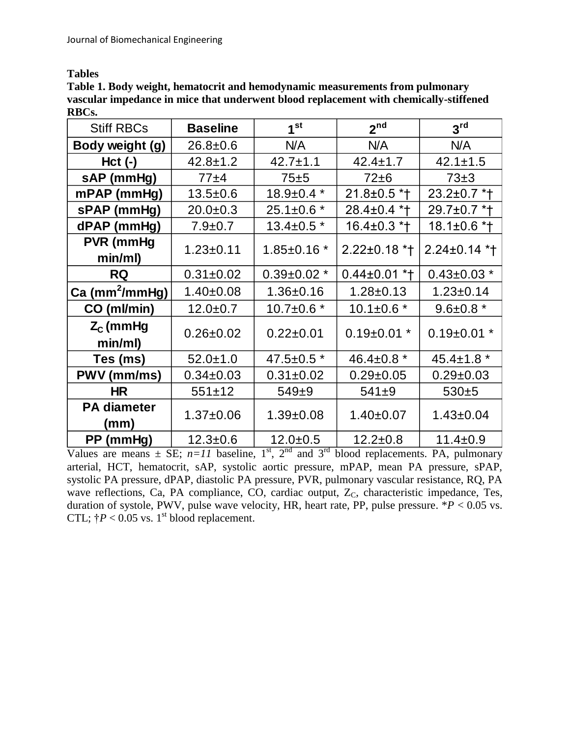# Tables

**Table 1. Body weight, hematocrit and hemodynamic measurements from pulmonary vascular impedance in mice that underwent blood replacement with chemically-stiffened RBCs.**

| Stiff RBCs | **Baseline** | **1st** | **2nd** | **3rd** |
|---|---|---|---|---|
| **Body weight (g)** | 26.8±0.6 | N/A | N/A | N/A |
| **Hct (-)** | 42.8±1.2 | 42.7±1.1 | 42.4±1.7 | 42.1±1.5 |
| **sAP (mmHg)** | 77±4 | 75±5 | 72±6 | 73±3 |
| **mPAP (mmHg)** | 13.5±0.6 | 18.9±0.4 * | 21.8±0.5 *† | 23.2±0.7 *† |
| **sPAP (mmHg)** | 20.0±0.3 | 25.1±0.6 * | 28.4±0.4 *† | 29.7±0.7 *† |
| **dPAP (mmHg)** | 7.9±0.7 | 13.4±0.5 * | 16.4±0.3 *† | 18.1±0.6 *† |
| **PVR (mmHg min/ml)** | 1.23±0.11 | 1.85±0.16 * | 2.22±0.18 *† | 2.24±0.14 *† |
| **RQ** | 0.31±0.02 | 0.39±0.02 * | 0.44±0.01 *† | 0.43±0.03 * |
| **Ca ($mm^2$/mmHg)** | 1.40±0.08 | 1.36±0.16 | 1.28±0.13 | 1.23±0.14 |
| **CO (ml/min)** | 12.0±0.7 | 10.7±0.6 * | 10.1±0.6 * | 9.6±0.8 * |
| **$Z_C$ (mmHg min/ml)** | 0.26±0.02 | 0.22±0.01 | 0.19±0.01 * | 0.19±0.01 * |
| **Tes (ms)** | 52.0±1.0 | 47.5±0.5 * | 46.4±0.8 * | 45.4±1.8 * |
| **PWV (mm/ms)** | 0.34±0.03 | 0.31±0.02 | 0.29±0.05 | 0.29±0.03 |
| **HR** | 551±12 | 549±9 | 541±9 | 530±5 |
| **PA diameter (mm)** | 1.37±0.06 | 1.39±0.08 | 1.40±0.07 | 1.43±0.04 |
| **PP (mmHg)** | 12.3±0.6 | 12.0±0.5 | 12.2±0.8 | 11.4±0.9 |

Values are means ± SE; *n=11* baseline, 1st, 2nd and 3rd blood replacements. PA, pulmonary arterial, HCT, hematocrit, sAP, systolic aortic pressure, mPAP, mean PA pressure, sPAP, systolic PA pressure, dPAP, diastolic PA pressure, PVR, pulmonary vascular resistance, RQ, PA wave reflections, Ca, PA compliance, CO, cardiac output, $Z_C$, characteristic impedance, Tes, duration of systole, PWV, pulse wave velocity, HR, heart rate, PP, pulse pressure. \*$P < 0.05$ vs. CTL; †$P < 0.05$ vs. 1st blood replacement.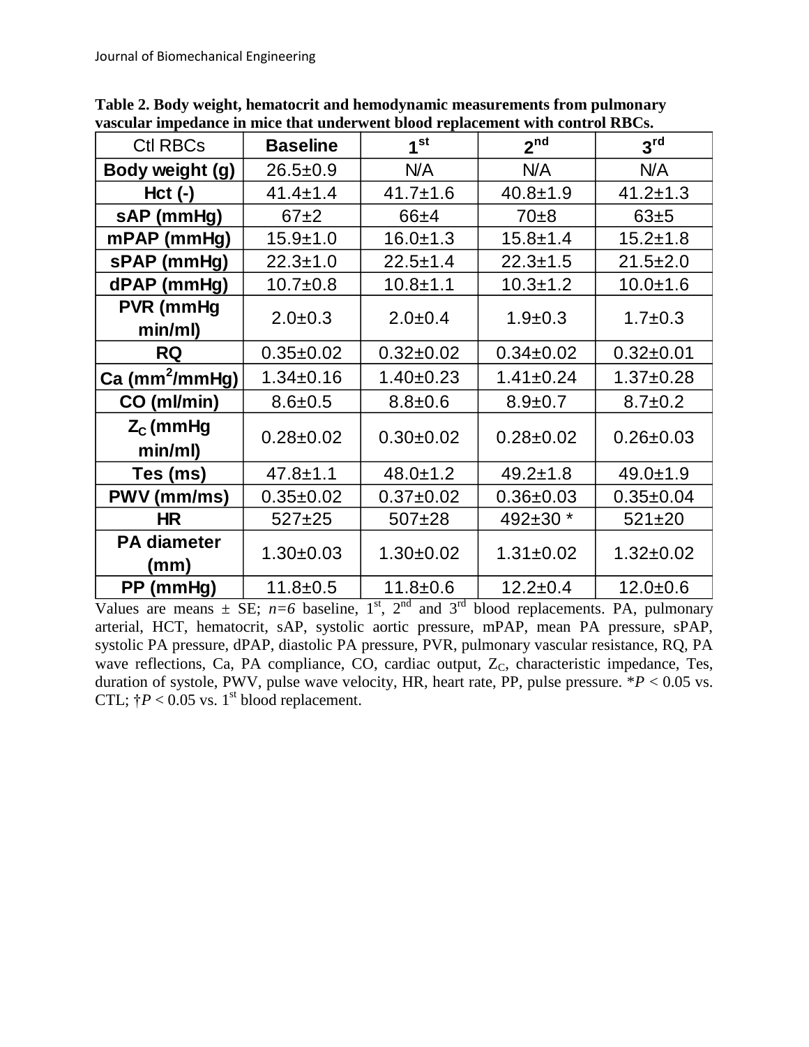**Table 2. Body weight, hematocrit and hemodynamic measurements from pulmonary vascular impedance in mice that underwent blood replacement with control RBCs.**

| Ctl RBCs | **Baseline** | **$1^{st}$** | **$2^{nd}$** | **$3^{rd}$** |
|---|---|---|---|---|
| **Body weight (g)** | 26.5±0.9 | N/A | N/A | N/A |
| **Hct (-)** | 41.4±1.4 | 41.7±1.6 | 40.8±1.9 | 41.2±1.3 |
| **sAP (mmHg)** | 67±2 | 66±4 | 70±8 | 63±5 |
| **mPAP (mmHg)** | 15.9±1.0 | 16.0±1.3 | 15.8±1.4 | 15.2±1.8 |
| **sPAP (mmHg)** | 22.3±1.0 | 22.5±1.4 | 22.3±1.5 | 21.5±2.0 |
| **dPAP (mmHg)** | 10.7±0.8 | 10.8±1.1 | 10.3±1.2 | 10.0±1.6 |
| **PVR (mmHg min/ml)** | 2.0±0.3 | 2.0±0.4 | 1.9±0.3 | 1.7±0.3 |
| **RQ** | 0.35±0.02 | 0.32±0.02 | 0.34±0.02 | 0.32±0.01 |
| **Ca ($mm^2$/mmHg)** | 1.34±0.16 | 1.40±0.23 | 1.41±0.24 | 1.37±0.28 |
| **CO (ml/min)** | 8.6±0.5 | 8.8±0.6 | 8.9±0.7 | 8.7±0.2 |
| **$Z_C$ (mmHg min/ml)** | 0.28±0.02 | 0.30±0.02 | 0.28±0.02 | 0.26±0.03 |
| **Tes (ms)** | 47.8±1.1 | 48.0±1.2 | 49.2±1.8 | 49.0±1.9 |
| **PWV (mm/ms)** | 0.35±0.02 | 0.37±0.02 | 0.36±0.03 | 0.35±0.04 |
| **HR** | 527±25 | 507±28 | 492±30 * | 521±20 |
| **PA diameter (mm)** | 1.30±0.03 | 1.30±0.02 | 1.31±0.02 | 1.32±0.02 |
| **PP (mmHg)** | 11.8±0.5 | 11.8±0.6 | 12.2±0.4 | 12.0±0.6 |

Values are means ± SE; *n=6* baseline, $1^{st}$, $2^{nd}$ and $3^{rd}$ blood replacements. PA, pulmonary arterial, HCT, hematocrit, sAP, systolic aortic pressure, mPAP, mean PA pressure, sPAP, systolic PA pressure, dPAP, diastolic PA pressure, PVR, pulmonary vascular resistance, RQ, PA wave reflections, Ca, PA compliance, CO, cardiac output, $Z_C$, characteristic impedance, Tes, duration of systole, PWV, pulse wave velocity, HR, heart rate, PP, pulse pressure. \*$P < 0.05$ vs. CTL; †$P < 0.05$ vs. $1^{st}$ blood replacement.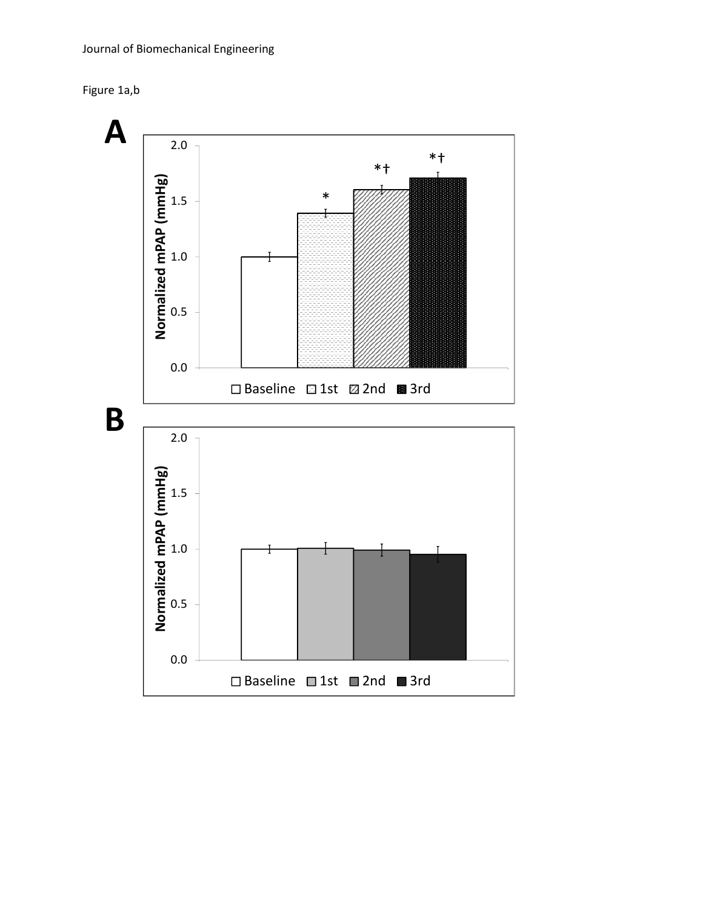Figure 1a,b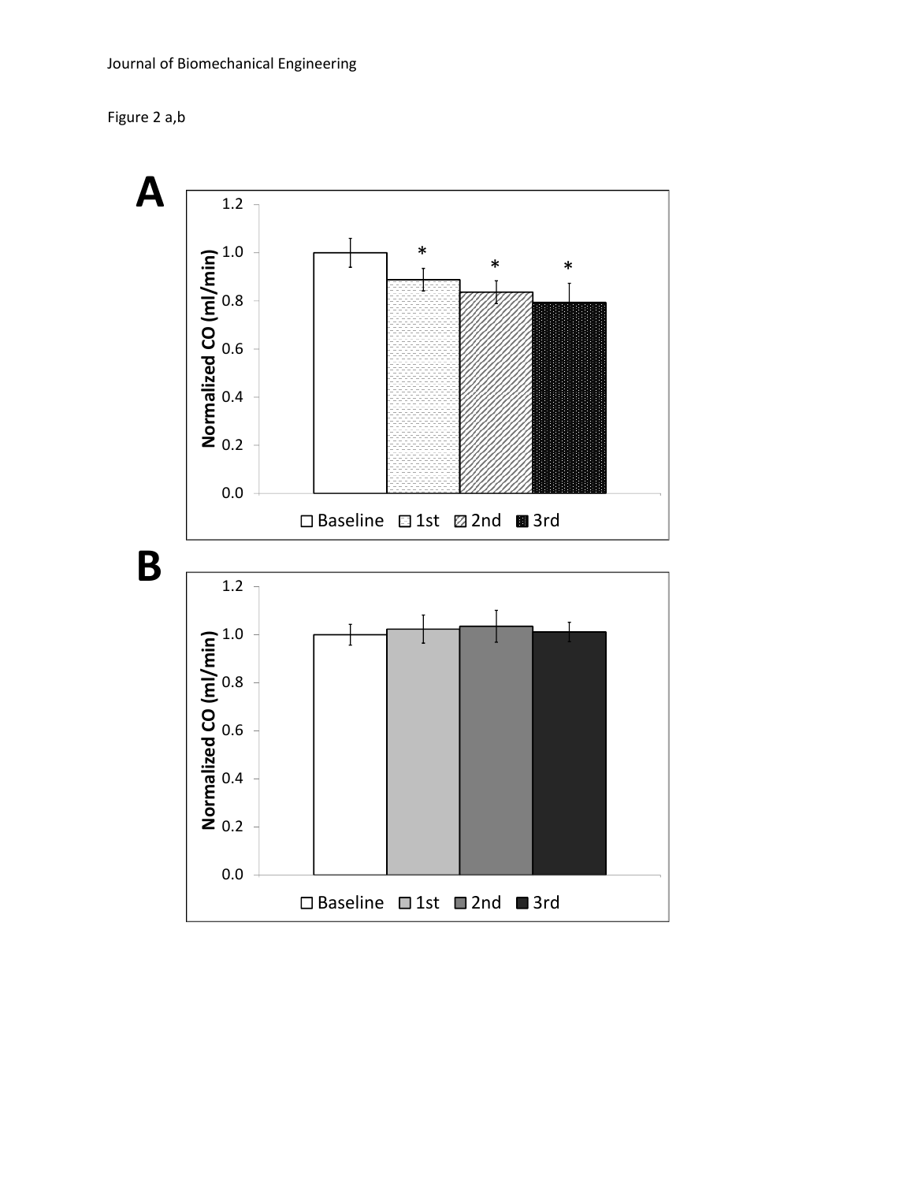Figure 2 a,b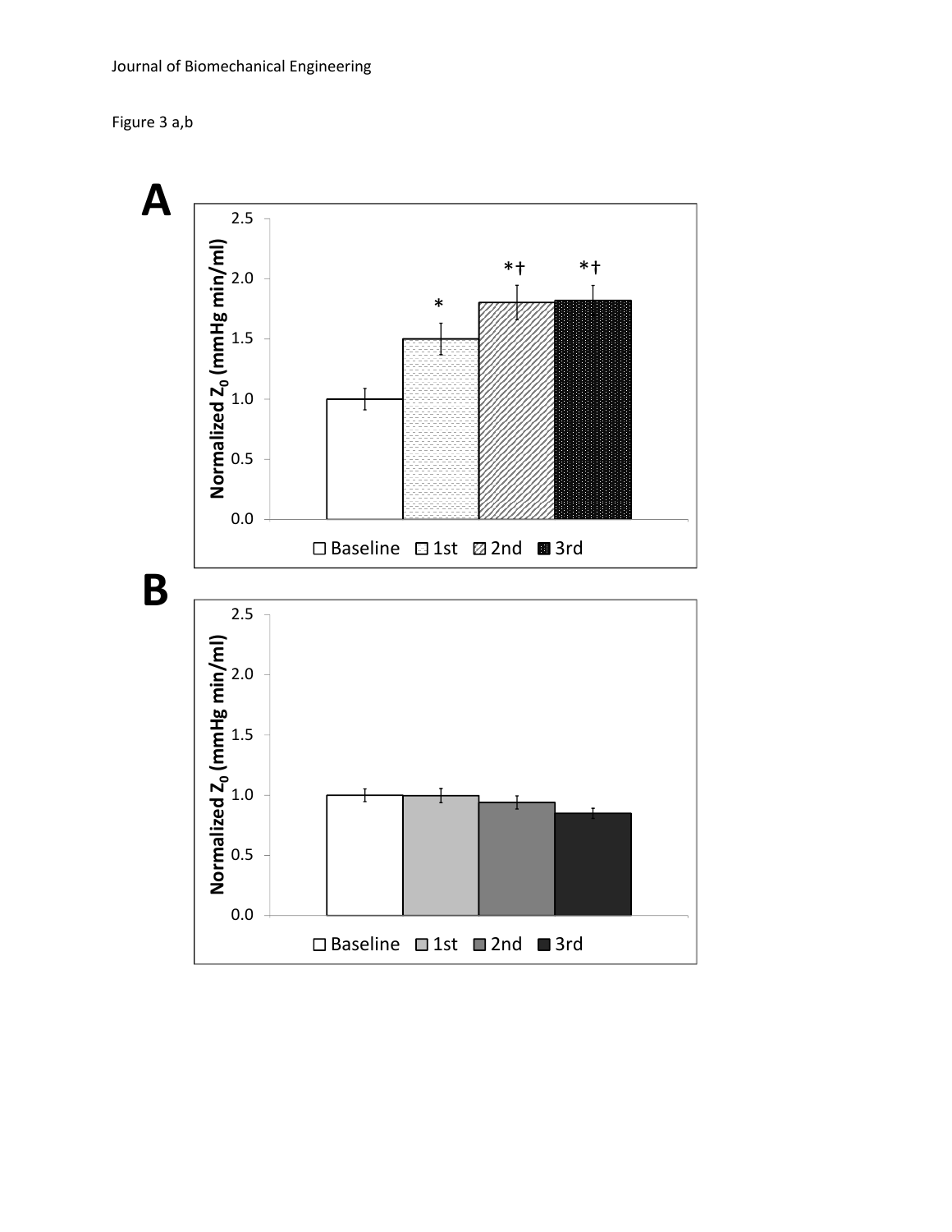Figure 3 a,b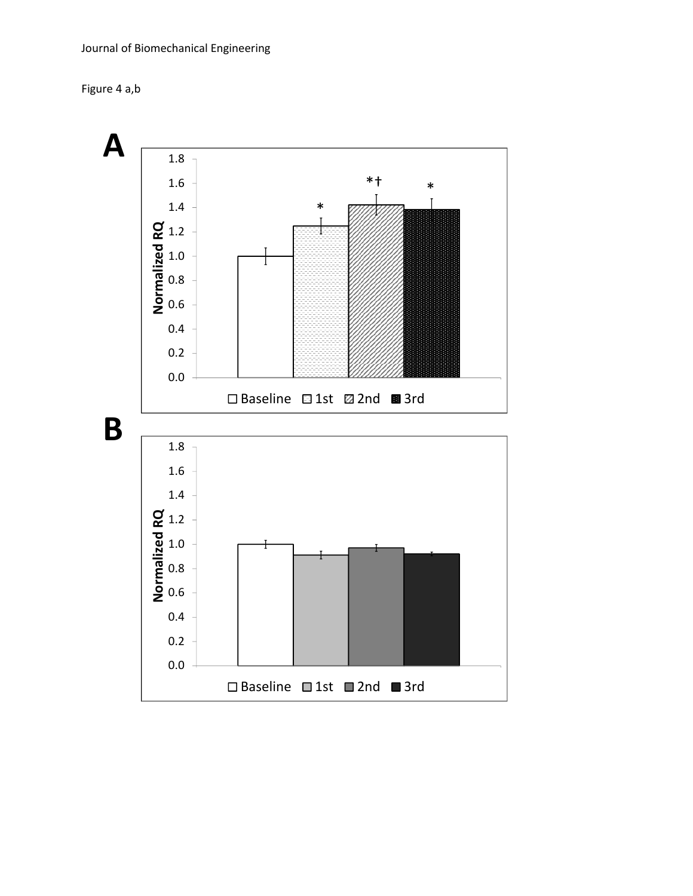Figure 4 a,b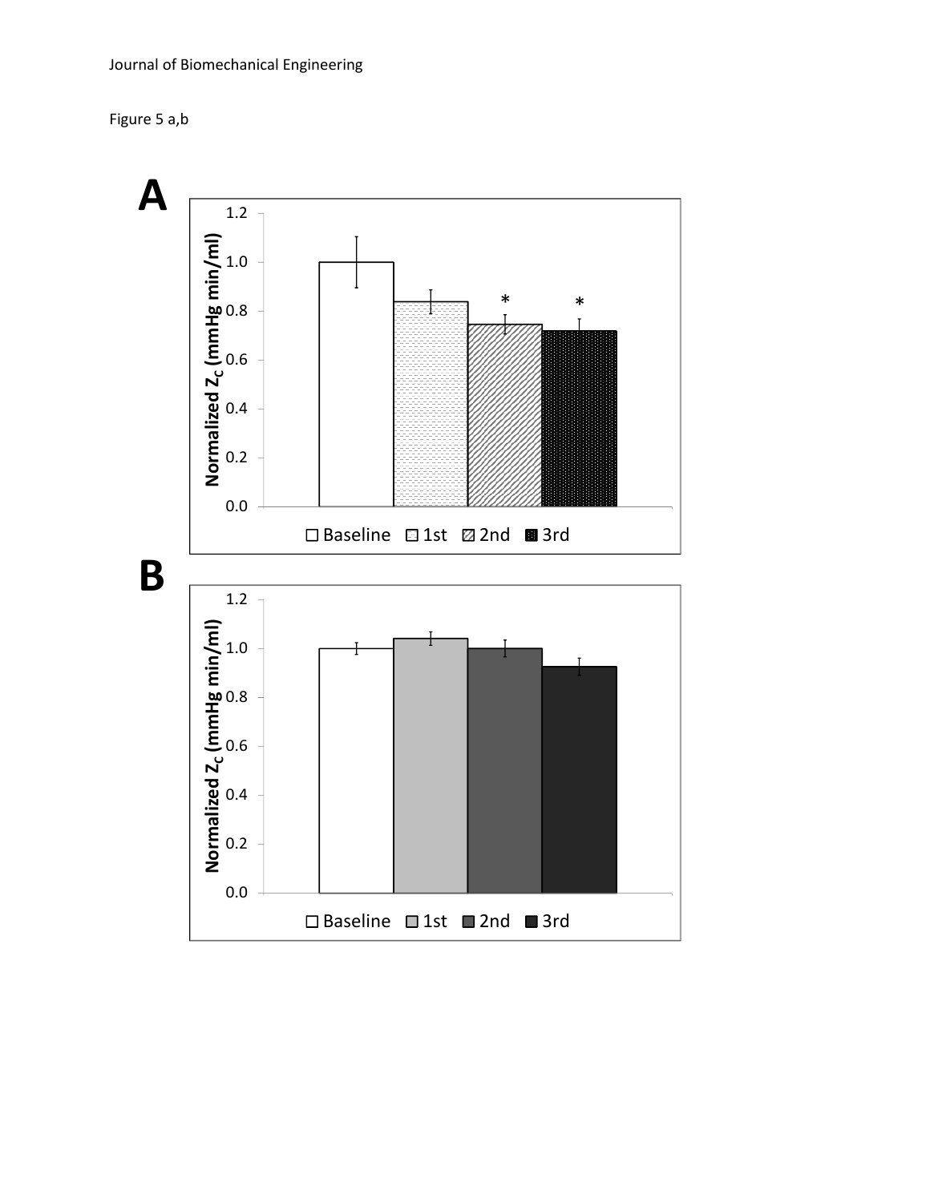Figure 5 a,b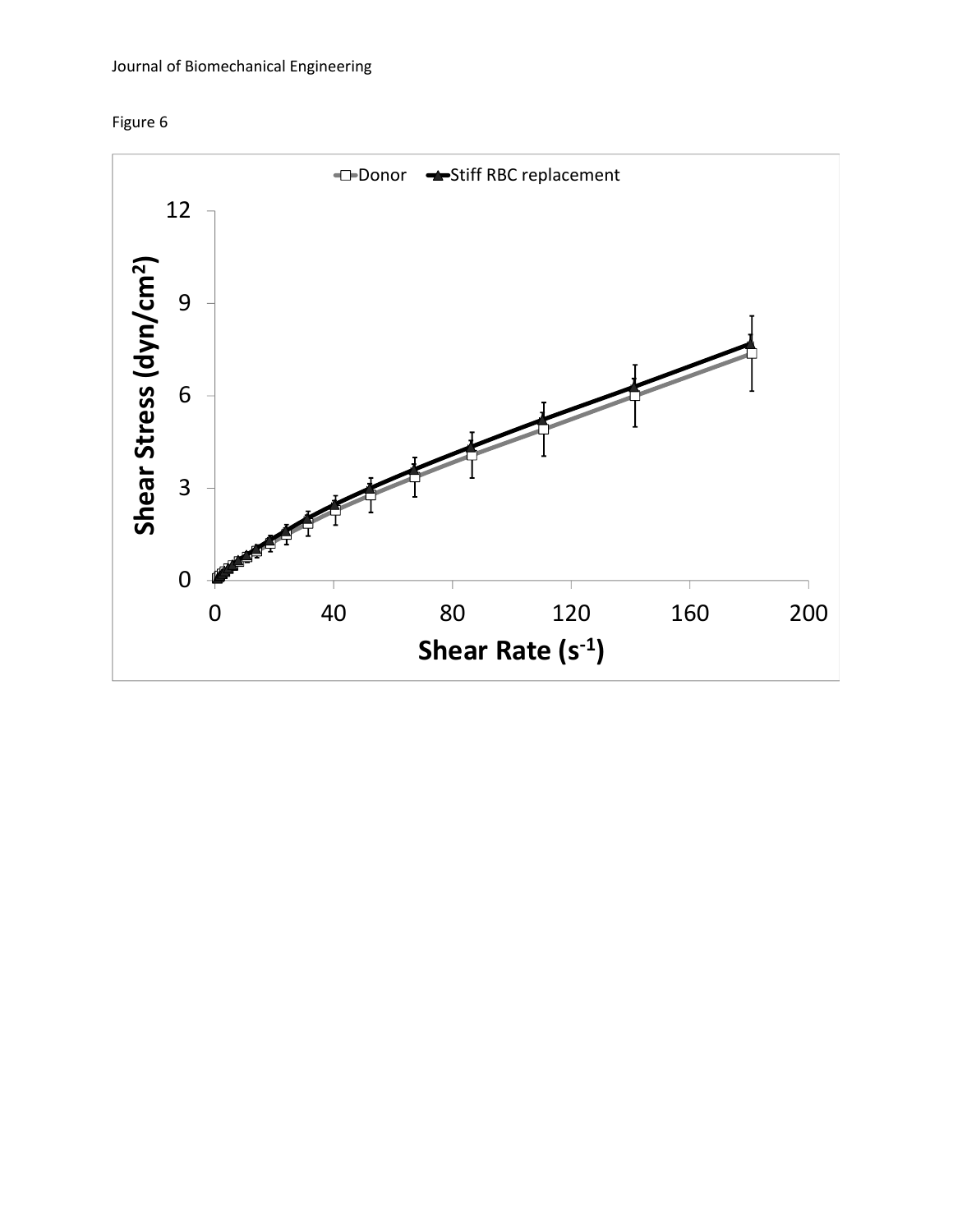Figure 6

Donor
Stiff RBC replacement

Shear Stress (dyn/cm²)

12
9
6
3
0

0
40
80
120
160
200

Shear Rate ($s^{-1}$)